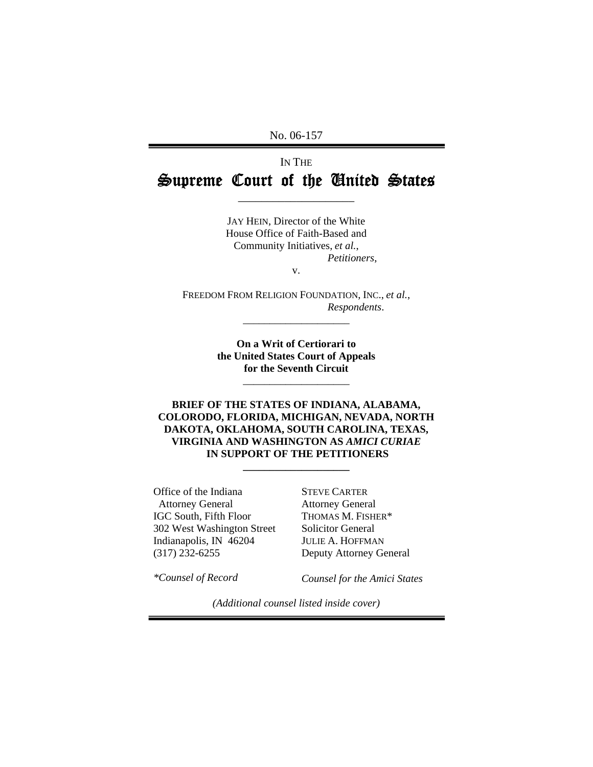No. 06-157

IN THE

# Supreme Court of the United States

---

JAY HEIN, Director of the White House Office of Faith-Based and Community Initiatives, *et al.*,

*Petitioners*,

v.

FREEDOM FROM RELIGION FOUNDATION, INC., *et al.*,

*Respondents*.

---

**On a Writ of Certiorari to the United States Court of Appeals for the Seventh Circuit**

---

**BRIEF OF THE STATES OF INDIANA, ALABAMA, COLORODO, FLORIDA, MICHIGAN, NEVADA, NORTH DAKOTA, OKLAHOMA, SOUTH CAROLINA, TEXAS, VIRGINIA AND WASHINGTON AS *AMICI CURIAE* IN SUPPORT OF THE PETITIONERS**

---

Office of the Indiana Attorney General
IGC South, Fifth Floor
302 West Washington Street
Indianapolis, IN 46204
(317) 232-6255

*\*Counsel of Record*

STEVE CARTER
Attorney General
THOMAS M. FISHER*
Solicitor General
JULIE A. HOFFMAN
Deputy Attorney General

*Counsel for the Amici States*

*(Additional counsel listed inside cover)*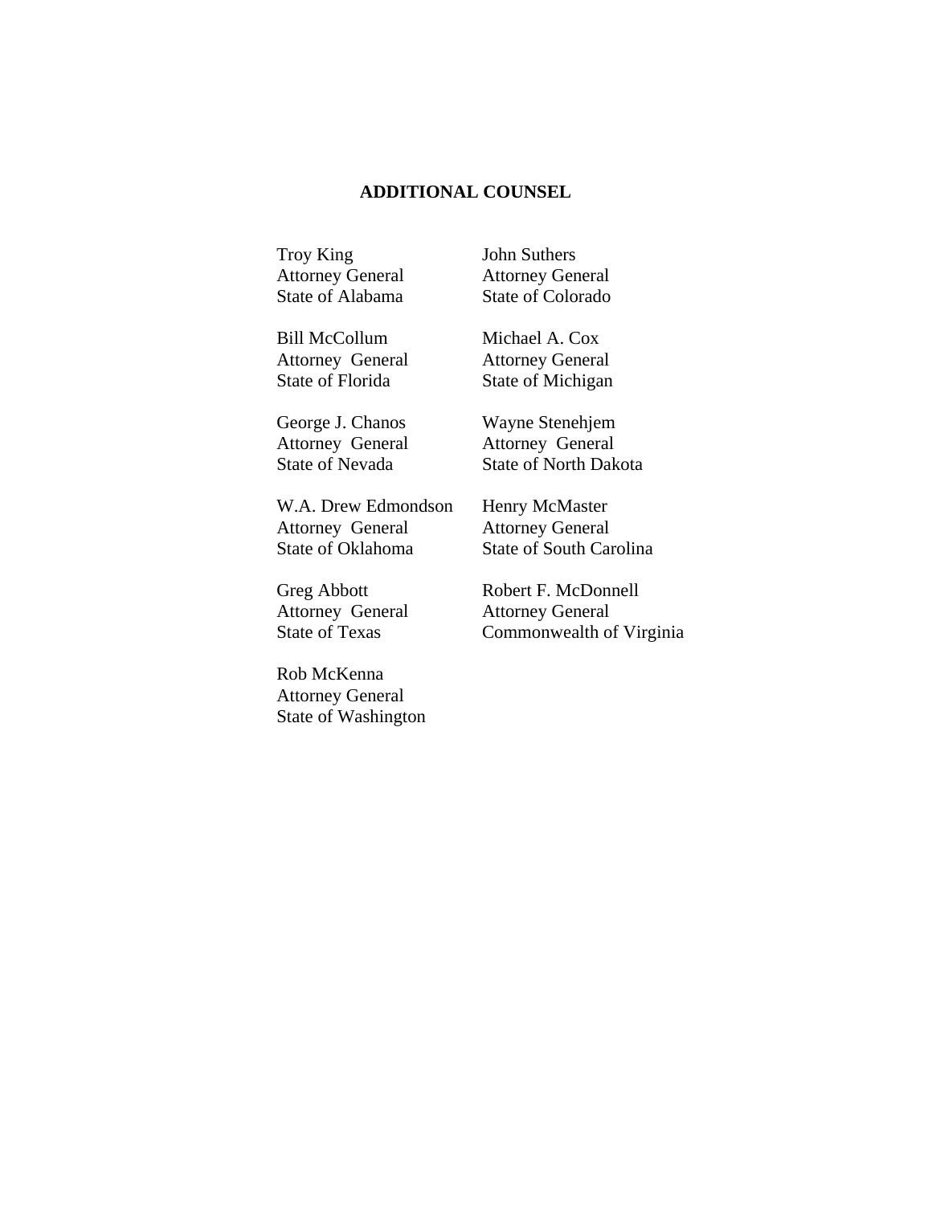## ADDITIONAL COUNSEL

Troy King
Attorney General
State of Alabama

John Suthers
Attorney General
State of Colorado

Bill McCollum
Attorney General
State of Florida

Michael A. Cox
Attorney General
State of Michigan

George J. Chanos
Attorney General
State of Nevada

Wayne Stenehjem
Attorney General
State of North Dakota

W.A. Drew Edmondson
Attorney General
State of Oklahoma

Henry McMaster
Attorney General
State of South Carolina

Greg Abbott
Attorney General
State of Texas

Robert F. McDonnell
Attorney General
Commonwealth of Virginia

Rob McKenna
Attorney General
State of Washington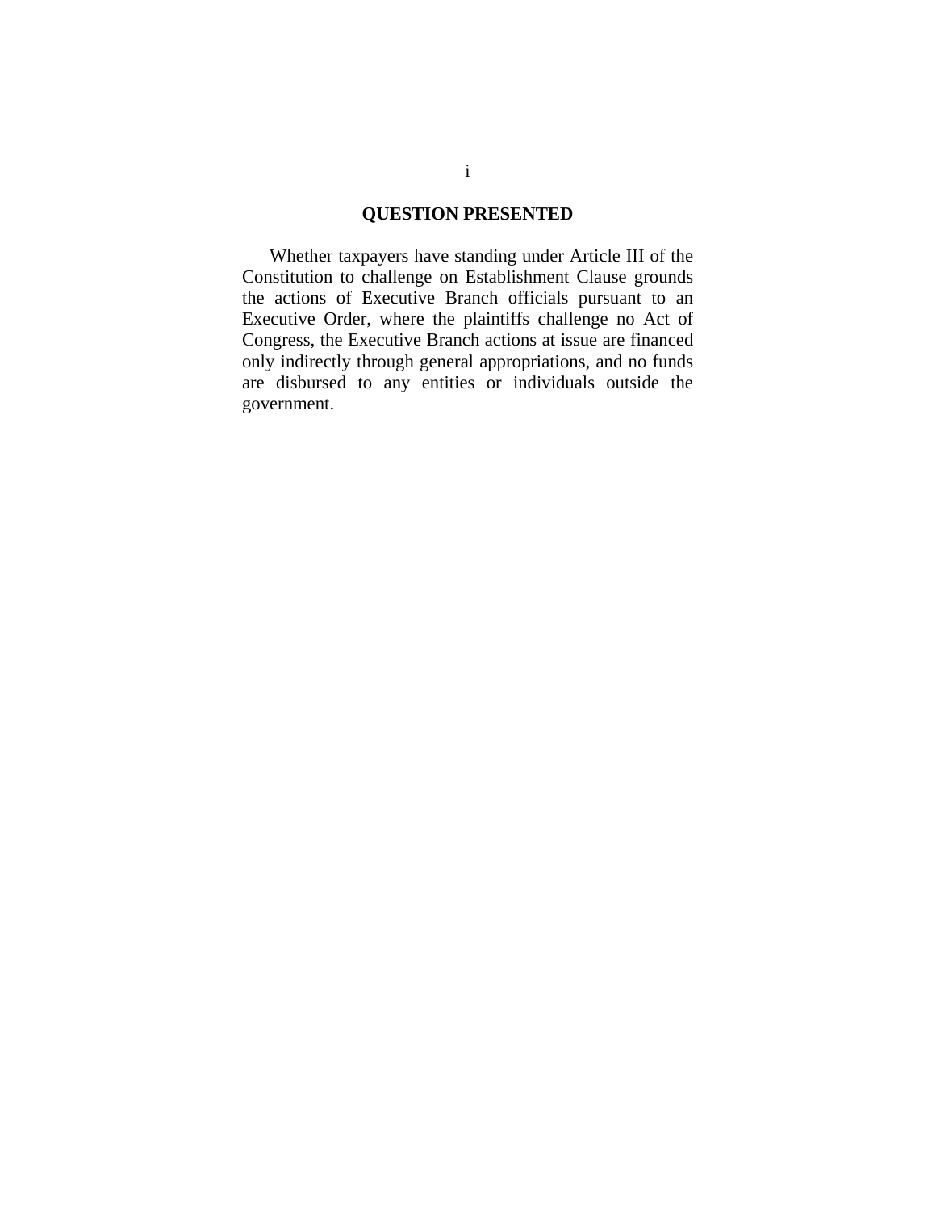## QUESTION PRESENTED

Whether taxpayers have standing under Article III of the Constitution to challenge on Establishment Clause grounds the actions of Executive Branch officials pursuant to an Executive Order, where the plaintiffs challenge no Act of Congress, the Executive Branch actions at issue are financed only indirectly through general appropriations, and no funds are disbursed to any entities or individuals outside the government.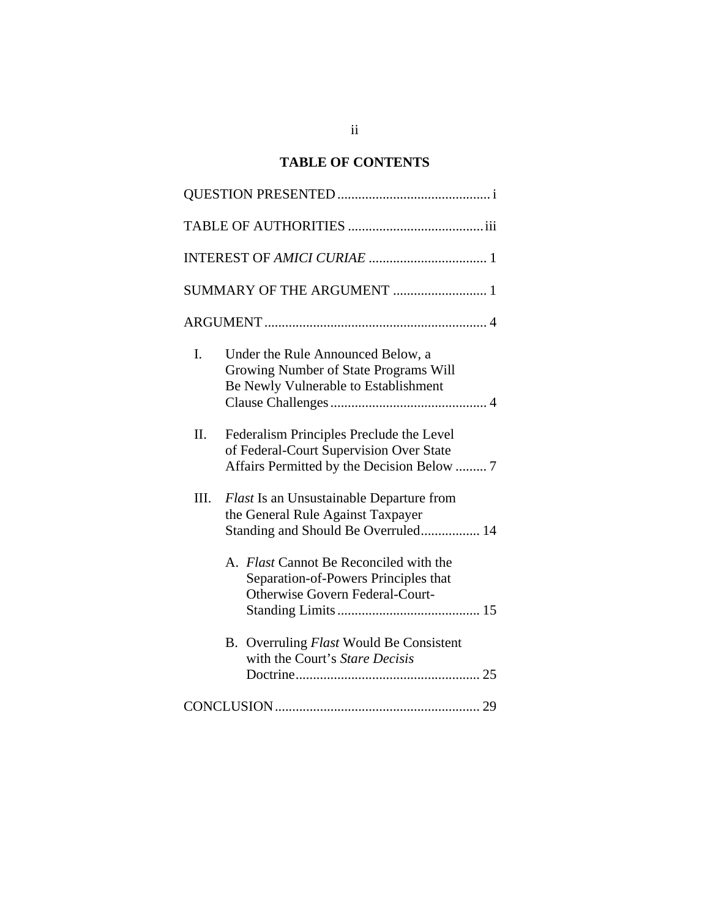## TABLE OF CONTENTS

QUESTION PRESENTED ............................................ i

TABLE OF AUTHORITIES ....................................... iii

INTEREST OF *AMICI CURIAE* .................................. 1

SUMMARY OF THE ARGUMENT ........................... 1

ARGUMENT ................................................................ 4

I. Under the Rule Announced Below, a Growing Number of State Programs Will Be Newly Vulnerable to Establishment Clause Challenges ............................................. 4

II. Federalism Principles Preclude the Level of Federal-Court Supervision Over State Affairs Permitted by the Decision Below ......... 7

III. *Flast* Is an Unsustainable Departure from the General Rule Against Taxpayer Standing and Should Be Overruled................. 14

   A. *Flast* Cannot Be Reconciled with the Separation-of-Powers Principles that Otherwise Govern Federal-Court-Standing Limits ......................................... 15

   B. Overruling *Flast* Would Be Consistent with the Court's *Stare Decisis* Doctrine..................................................... 25

CONCLUSION ........................................................... 29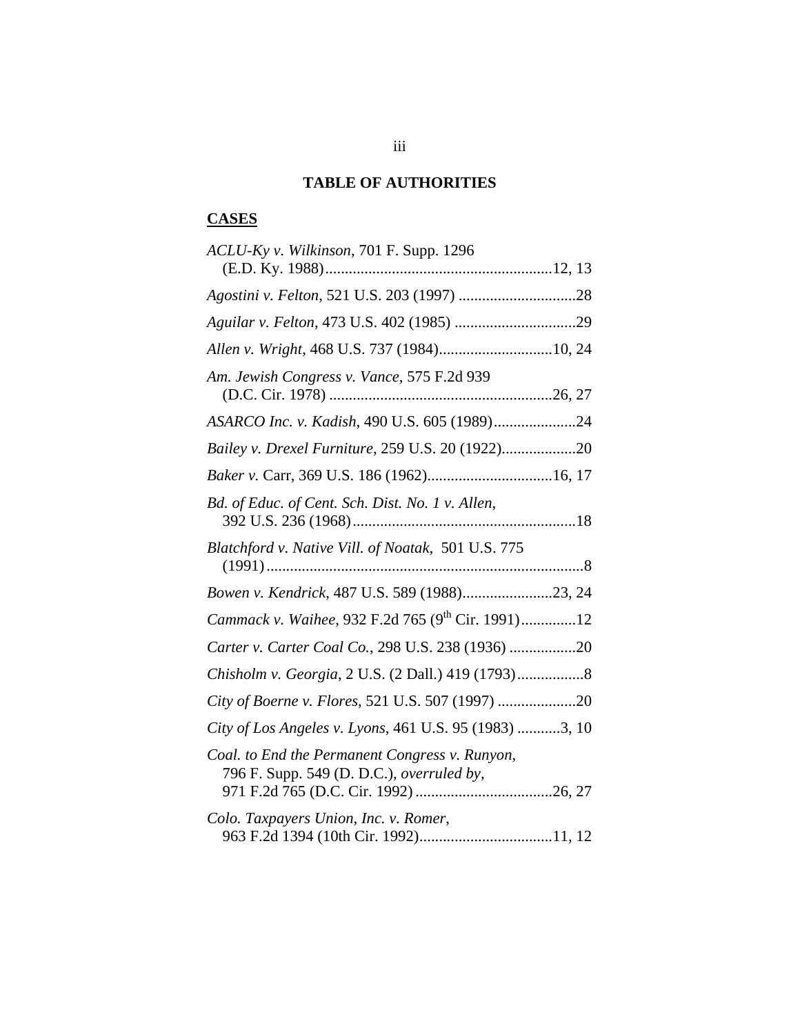## TABLE OF AUTHORITIES

### CASES

*ACLU-Ky v. Wilkinson*, 701 F. Supp. 1296 (E.D. Ky. 1988)..........................................................12, 13

*Agostini v. Felton*, 521 U.S. 203 (1997) ..............................28

*Aguilar v. Felton*, 473 U.S. 402 (1985) ...............................29

*Allen v. Wright*, 468 U.S. 737 (1984).............................10, 24

*Am. Jewish Congress v. Vance*, 575 F.2d 939 (D.C. Cir. 1978) .........................................................26, 27

*ASARCO Inc. v. Kadish*, 490 U.S. 605 (1989).....................24

*Bailey v. Drexel Furniture*, 259 U.S. 20 (1922)...................20

*Baker v.* Carr, 369 U.S. 186 (1962)................................16, 17

*Bd. of Educ. of Cent. Sch. Dist. No. 1 v. Allen*, 392 U.S. 236 (1968).........................................................18

*Blatchford v. Native Vill. of Noatak*, 501 U.S. 775 (1991).................................................................................8

*Bowen v. Kendrick*, 487 U.S. 589 (1988).......................23, 24

*Cammack v. Waihee*, 932 F.2d 765 (9th Cir. 1991)..............12

*Carter v. Carter Coal Co.*, 298 U.S. 238 (1936) .................20

*Chisholm v. Georgia*, 2 U.S. (2 Dall.) 419 (1793).................8

*City of Boerne v. Flores*, 521 U.S. 507 (1997) ....................20

*City of Los Angeles v. Lyons*, 461 U.S. 95 (1983) ...........3, 10

*Coal. to End the Permanent Congress v. Runyon*, 796 F. Supp. 549 (D. D.C.), *overruled by*, 971 F.2d 765 (D.C. Cir. 1992)...................................26, 27

*Colo. Taxpayers Union, Inc. v. Romer*, 963 F.2d 1394 (10th Cir. 1992)..................................11, 12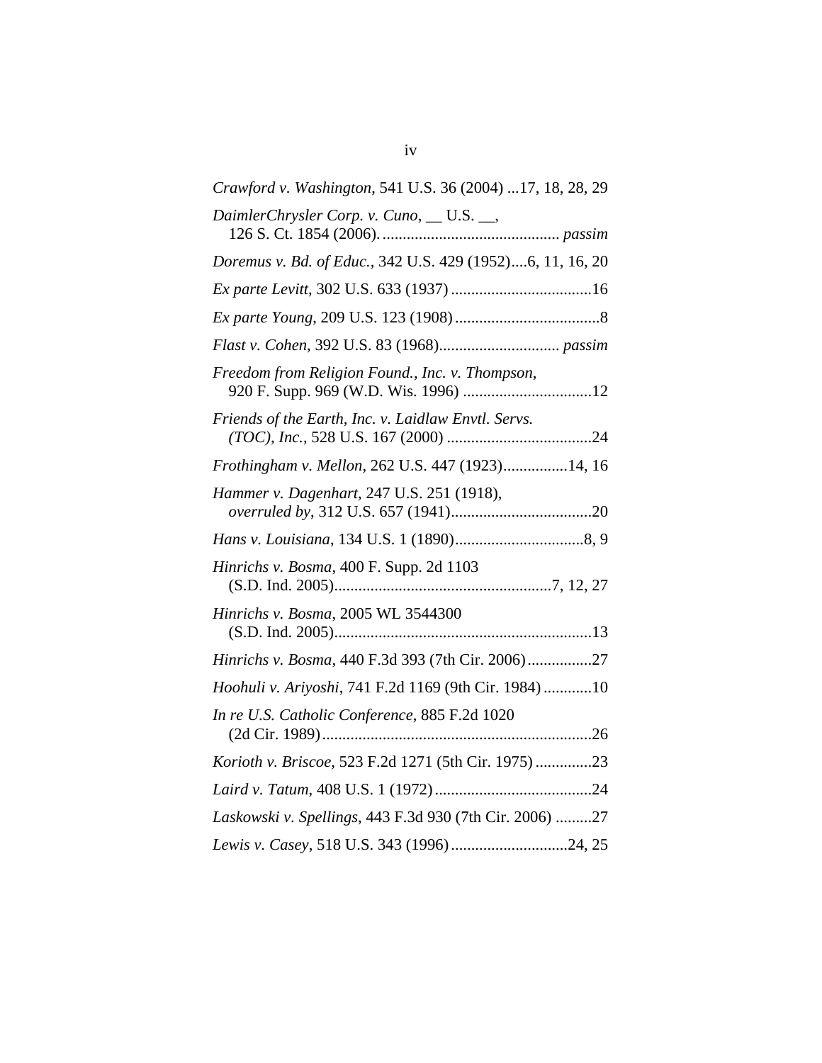*Crawford v. Washington*, 541 U.S. 36 (2004) ...17, 18, 28, 29

*DaimlerChrysler Corp. v. Cuno*, __ U.S. __, 126 S. Ct. 1854 (2006)............................................. *passim*

*Doremus v. Bd. of Educ.*, 342 U.S. 429 (1952)....6, 11, 16, 20

*Ex parte Levitt*, 302 U.S. 633 (1937) ...................................16

*Ex parte Young*, 209 U.S. 123 (1908) ....................................8

*Flast v. Cohen*, 392 U.S. 83 (1968).............................. *passim*

*Freedom from Religion Found., Inc. v. Thompson*, 920 F. Supp. 969 (W.D. Wis. 1996) ................................12

*Friends of the Earth, Inc. v. Laidlaw Envtl. Servs. (TOC), Inc.*, 528 U.S. 167 (2000) ....................................24

*Frothingham v. Mellon*, 262 U.S. 447 (1923)................14, 16

*Hammer v. Dagenhart*, 247 U.S. 251 (1918), *overruled by*, 312 U.S. 657 (1941)...................................20

*Hans v. Louisiana*, 134 U.S. 1 (1890)................................8, 9

*Hinrichs v. Bosma*, 400 F. Supp. 2d 1103 (S.D. Ind. 2005)......................................................7, 12, 27

*Hinrichs v. Bosma*, 2005 WL 3544300 (S.D. Ind. 2005)................................................................13

*Hinrichs v. Bosma*, 440 F.3d 393 (7th Cir. 2006)................27

*Hoohuli v. Ariyoshi*, 741 F.2d 1169 (9th Cir. 1984) ............10

*In re U.S. Catholic Conference*, 885 F.2d 1020 (2d Cir. 1989)...................................................................26

*Korioth v. Briscoe*, 523 F.2d 1271 (5th Cir. 1975) ..............23

*Laird v. Tatum*, 408 U.S. 1 (1972) .......................................24

*Laskowski v. Spellings*, 443 F.3d 930 (7th Cir. 2006) .........27

*Lewis v. Casey*, 518 U.S. 343 (1996) .............................24, 25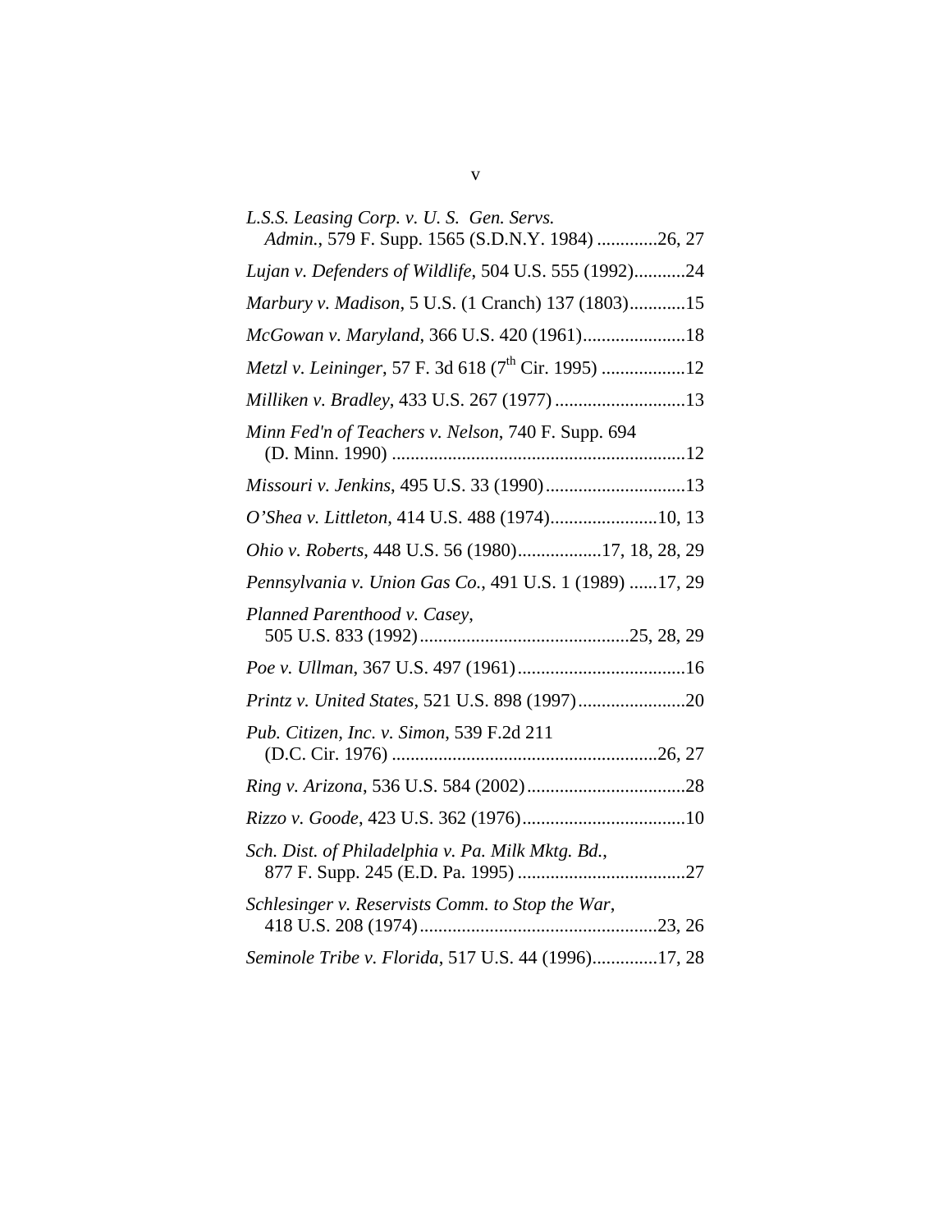*L.S.S. Leasing Corp. v. U. S. Gen. Servs. Admin.*, 579 F. Supp. 1565 (S.D.N.Y. 1984) .............26, 27

*Lujan v. Defenders of Wildlife*, 504 U.S. 555 (1992)...........24

*Marbury v. Madison*, 5 U.S. (1 Cranch) 137 (1803)............15

*McGowan v. Maryland*, 366 U.S. 420 (1961)......................18

*Metzl v. Leininger*, 57 F. 3d 618 (7th Cir. 1995) ..................12

*Milliken v. Bradley*, 433 U.S. 267 (1977) ............................13

*Minn Fed'n of Teachers v. Nelson*, 740 F. Supp. 694 (D. Minn. 1990) ...............................................................12

*Missouri v. Jenkins*, 495 U.S. 33 (1990)..............................13

*O'Shea v. Littleton*, 414 U.S. 488 (1974).......................10, 13

*Ohio v. Roberts*, 448 U.S. 56 (1980)..................17, 18, 28, 29

*Pennsylvania v. Union Gas Co.*, 491 U.S. 1 (1989) ......17, 29

*Planned Parenthood v. Casey*, 505 U.S. 833 (1992).............................................25, 28, 29

*Poe v. Ullman*, 367 U.S. 497 (1961)....................................16

*Printz v. United States*, 521 U.S. 898 (1997).......................20

*Pub. Citizen, Inc. v. Simon*, 539 F.2d 211 (D.C. Cir. 1976) .........................................................26, 27

*Ring v. Arizona*, 536 U.S. 584 (2002)..................................28

*Rizzo v. Goode*, 423 U.S. 362 (1976)...................................10

*Sch. Dist. of Philadelphia v. Pa. Milk Mktg. Bd.*, 877 F. Supp. 245 (E.D. Pa. 1995) ....................................27

*Schlesinger v. Reservists Comm. to Stop the War*, 418 U.S. 208 (1974)...................................................23, 26

*Seminole Tribe v. Florida*, 517 U.S. 44 (1996)..............17, 28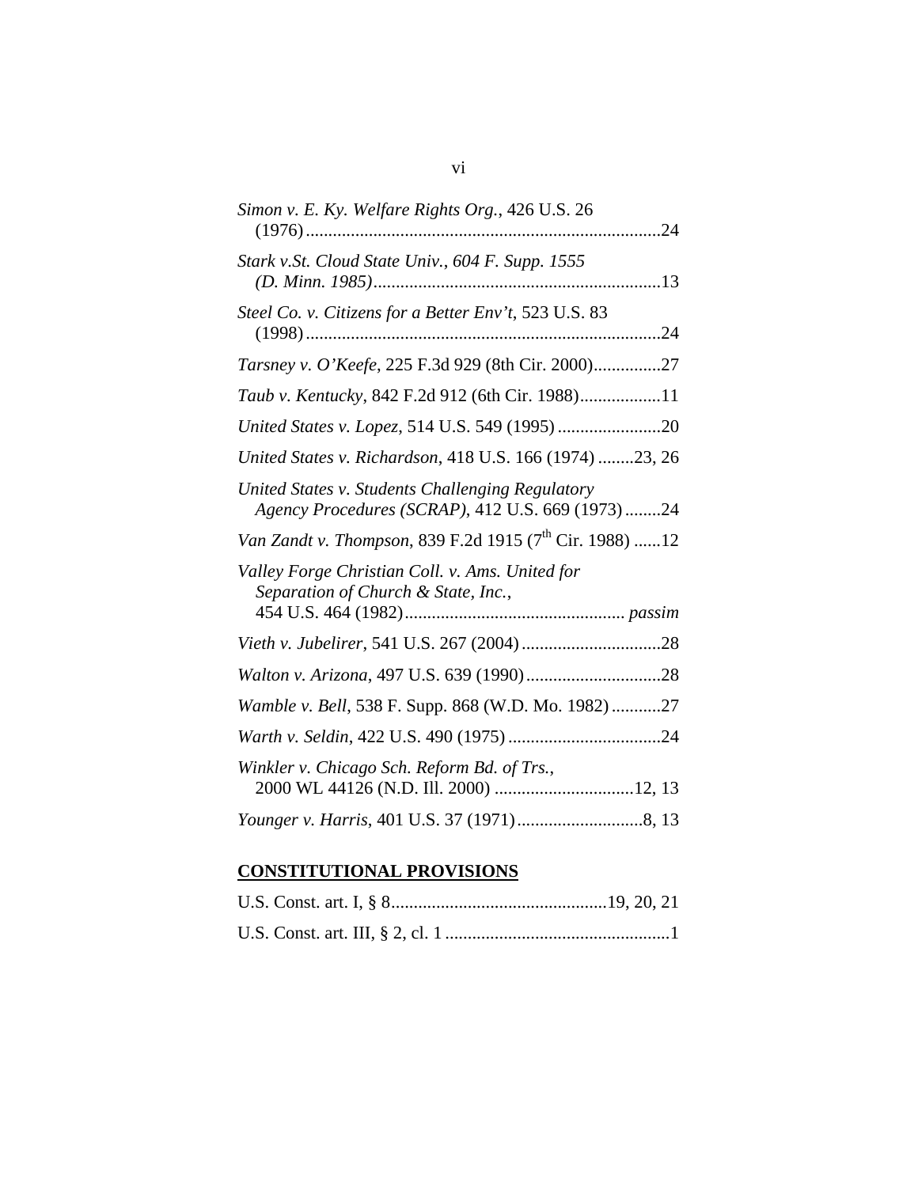*Simon v. E. Ky. Welfare Rights Org.*, 426 U.S. 26 (1976)..............................................................................24

*Stark v.St. Cloud State Univ., 604 F. Supp. 1555 (D. Minn. 1985)*................................................................13

*Steel Co. v. Citizens for a Better Env't*, 523 U.S. 83 (1998)..............................................................................24

*Tarsney v. O'Keefe*, 225 F.3d 929 (8th Cir. 2000)...............27

*Taub v. Kentucky*, 842 F.2d 912 (6th Cir. 1988)..................11

*United States v. Lopez*, 514 U.S. 549 (1995).......................20

*United States v. Richardson*, 418 U.S. 166 (1974)........23, 26

*United States v. Students Challenging Regulatory Agency Procedures (SCRAP)*, 412 U.S. 669 (1973)........24

*Van Zandt v. Thompson*, 839 F.2d 1915 (7th Cir. 1988) ......12

*Valley Forge Christian Coll. v. Ams. United for Separation of Church & State, Inc.*, 454 U.S. 464 (1982)................................................ *passim*

*Vieth v. Jubelirer*, 541 U.S. 267 (2004)...............................28

*Walton v. Arizona*, 497 U.S. 639 (1990)..............................28

*Wamble v. Bell*, 538 F. Supp. 868 (W.D. Mo. 1982)...........27

*Warth v. Seldin*, 422 U.S. 490 (1975)..................................24

*Winkler v. Chicago Sch. Reform Bd. of Trs.*, 2000 WL 44126 (N.D. Ill. 2000) ...............................12, 13

*Younger v. Harris*, 401 U.S. 37 (1971)............................8, 13

**CONSTITUTIONAL PROVISIONS**

U.S. Const. art. I, § 8................................................19, 20, 21

U.S. Const. art. III, § 2, cl. 1..................................................1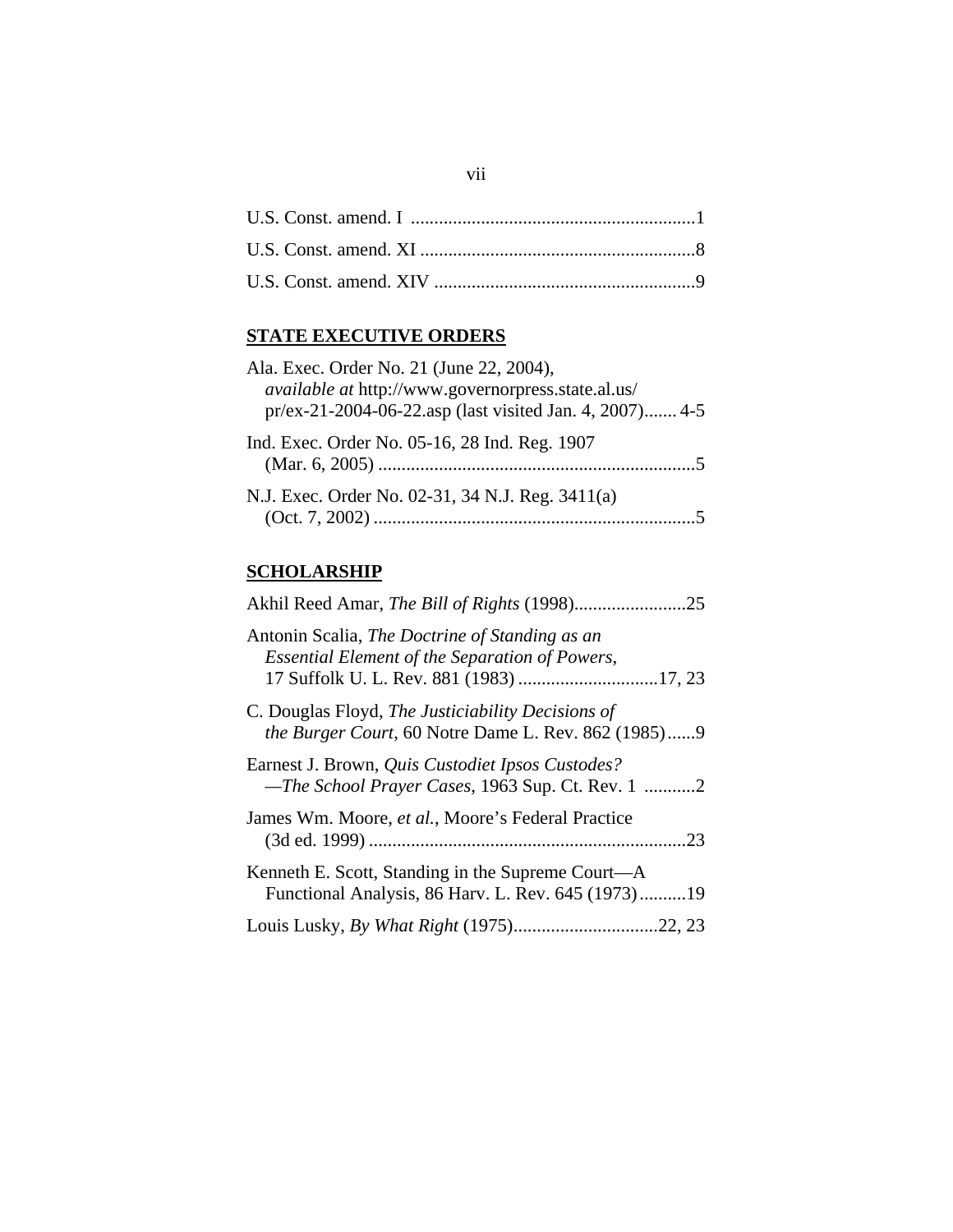U.S. Const. amend. I ............................................................1

U.S. Const. amend. XI ..........................................................8

U.S. Const. amend. XIV ........................................................9

## **STATE EXECUTIVE ORDERS**

Ala. Exec. Order No. 21 (June 22, 2004), *available at* http://www.governorpress.state.al.us/ pr/ex-21-2004-06-22.asp (last visited Jan. 4, 2007)....... 4-5

Ind. Exec. Order No. 05-16, 28 Ind. Reg. 1907 (Mar. 6, 2005) ....................................................................5

N.J. Exec. Order No. 02-31, 34 N.J. Reg. 3411(a) (Oct. 7, 2002) .....................................................................5

## **SCHOLARSHIP**

Akhil Reed Amar, *The Bill of Rights* (1998)........................25

Antonin Scalia, *The Doctrine of Standing as an Essential Element of the Separation of Powers*, 17 Suffolk U. L. Rev. 881 (1983) .............................17, 23

C. Douglas Floyd, *The Justiciability Decisions of the Burger Court*, 60 Notre Dame L. Rev. 862 (1985)......9

Earnest J. Brown, *Quis Custodiet Ipsos Custodes? —The School Prayer Cases*, 1963 Sup. Ct. Rev. 1 ...........2

James Wm. Moore, *et al.*, Moore's Federal Practice (3d ed. 1999) ...................................................................23

Kenneth E. Scott, Standing in the Supreme Court—A Functional Analysis, 86 Harv. L. Rev. 645 (1973)..........19

Louis Lusky, *By What Right* (1975)...............................22, 23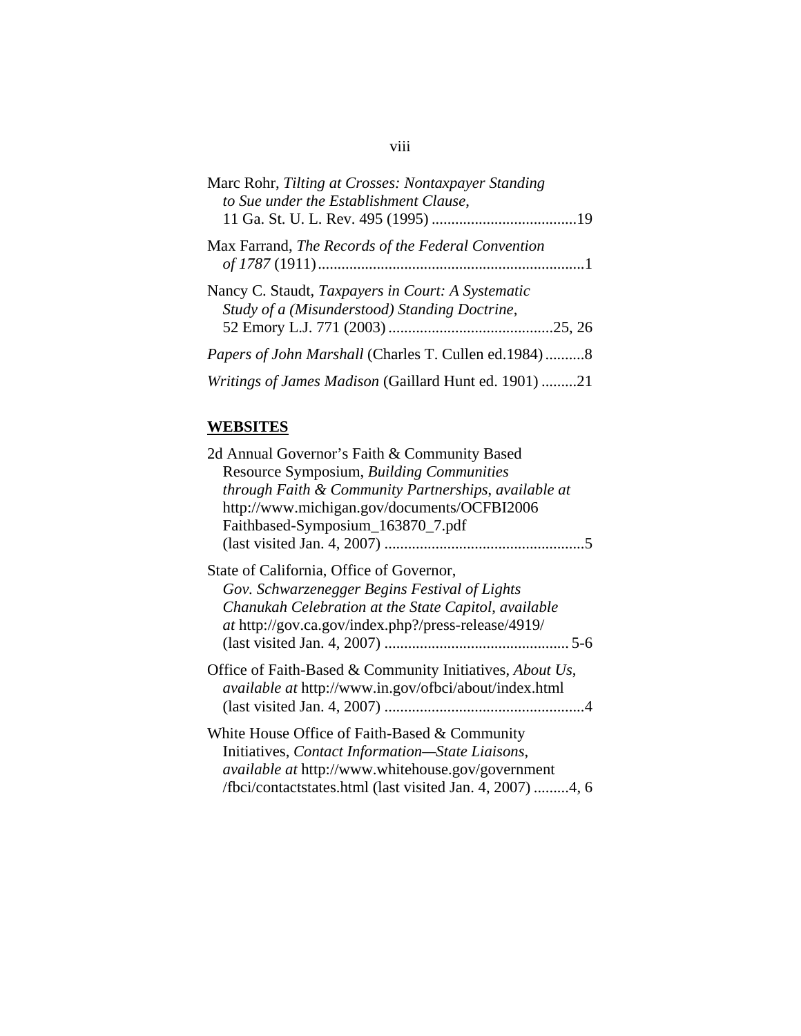Marc Rohr, *Tilting at Crosses: Nontaxpayer Standing to Sue under the Establishment Clause*, 11 Ga. St. U. L. Rev. 495 (1995) .....................................19

Max Farrand, *The Records of the Federal Convention of 1787* (1911)...................................................................1

Nancy C. Staudt, *Taxpayers in Court: A Systematic Study of a (Misunderstood) Standing Doctrine*, 52 Emory L.J. 771 (2003) ..........................................25, 26

*Papers of John Marshall* (Charles T. Cullen ed.1984)..........8

*Writings of James Madison* (Gaillard Hunt ed. 1901) .........21

## WEBSITES

2d Annual Governor's Faith & Community Based Resource Symposium, *Building Communities through Faith & Community Partnerships*, *available at* http://www.michigan.gov/documents/OCFBI2006 Faithbased-Symposium_163870_7.pdf (last visited Jan. 4, 2007) ..................................................5

State of California, Office of Governor, *Gov. Schwarzenegger Begins Festival of Lights Chanukah Celebration at the State Capitol*, *available at* http://gov.ca.gov/index.php?/press-release/4919/ (last visited Jan. 4, 2007) .............................................. 5-6

Office of Faith-Based & Community Initiatives, *About Us*, *available at* http://www.in.gov/ofbci/about/index.html (last visited Jan. 4, 2007) ..................................................4

White House Office of Faith-Based & Community Initiatives, *Contact Information—State Liaisons*, *available at* http://www.whitehouse.gov/government /fbci/contactstates.html (last visited Jan. 4, 2007) .........4, 6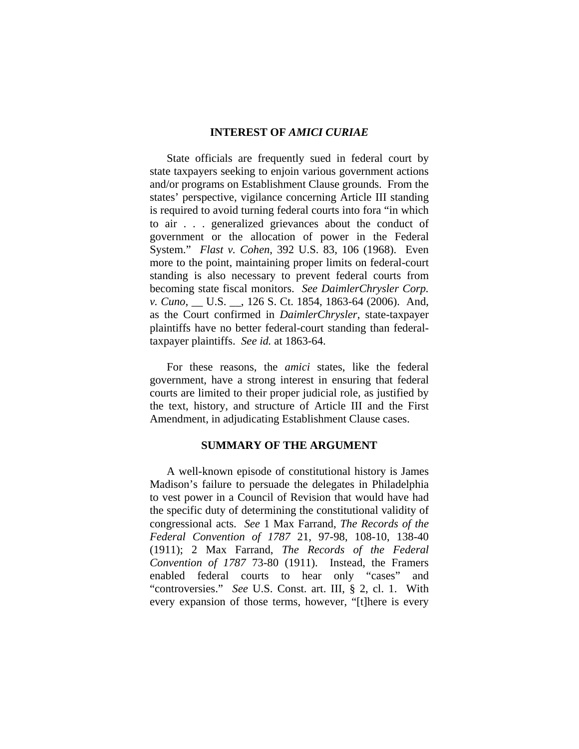## INTEREST OF *AMICI CURIAE*

State officials are frequently sued in federal court by state taxpayers seeking to enjoin various government actions and/or programs on Establishment Clause grounds. From the states' perspective, vigilance concerning Article III standing is required to avoid turning federal courts into fora "in which to air . . . generalized grievances about the conduct of government or the allocation of power in the Federal System." *Flast v. Cohen*, 392 U.S. 83, 106 (1968). Even more to the point, maintaining proper limits on federal-court standing is also necessary to prevent federal courts from becoming state fiscal monitors. *See DaimlerChrysler Corp. v. Cuno*, __ U.S. __, 126 S. Ct. 1854, 1863-64 (2006). And, as the Court confirmed in *DaimlerChrysler*, state-taxpayer plaintiffs have no better federal-court standing than federal-taxpayer plaintiffs. *See id.* at 1863-64.

For these reasons, the *amici* states, like the federal government, have a strong interest in ensuring that federal courts are limited to their proper judicial role, as justified by the text, history, and structure of Article III and the First Amendment, in adjudicating Establishment Clause cases.

## SUMMARY OF THE ARGUMENT

A well-known episode of constitutional history is James Madison's failure to persuade the delegates in Philadelphia to vest power in a Council of Revision that would have had the specific duty of determining the constitutional validity of congressional acts. *See* 1 Max Farrand, *The Records of the Federal Convention of 1787* 21, 97-98, 108-10, 138-40 (1911); 2 Max Farrand, *The Records of the Federal Convention of 1787* 73-80 (1911). Instead, the Framers enabled federal courts to hear only "cases" and "controversies." *See* U.S. Const. art. III, § 2, cl. 1. With every expansion of those terms, however, "[t]here is every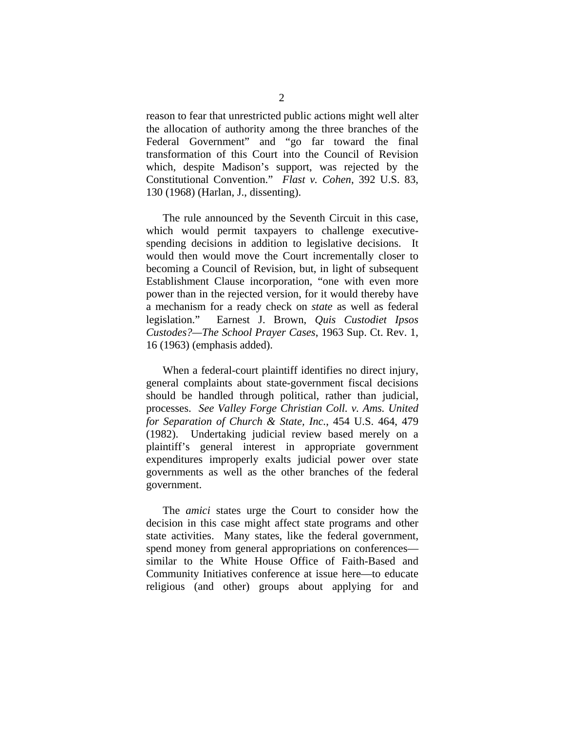reason to fear that unrestricted public actions might well alter the allocation of authority among the three branches of the Federal Government" and "go far toward the final transformation of this Court into the Council of Revision which, despite Madison's support, was rejected by the Constitutional Convention." *Flast v. Cohen*, 392 U.S. 83, 130 (1968) (Harlan, J., dissenting).

The rule announced by the Seventh Circuit in this case, which would permit taxpayers to challenge executive-spending decisions in addition to legislative decisions. It would then would move the Court incrementally closer to becoming a Council of Revision, but, in light of subsequent Establishment Clause incorporation, "one with even more power than in the rejected version, for it would thereby have a mechanism for a ready check on *state* as well as federal legislation." Earnest J. Brown, *Quis Custodiet Ipsos Custodes?—The School Prayer Cases*, 1963 Sup. Ct. Rev. 1, 16 (1963) (emphasis added).

When a federal-court plaintiff identifies no direct injury, general complaints about state-government fiscal decisions should be handled through political, rather than judicial, processes. *See Valley Forge Christian Coll. v. Ams. United for Separation of Church & State, Inc.*, 454 U.S. 464, 479 (1982). Undertaking judicial review based merely on a plaintiff's general interest in appropriate government expenditures improperly exalts judicial power over state governments as well as the other branches of the federal government.

The *amici* states urge the Court to consider how the decision in this case might affect state programs and other state activities. Many states, like the federal government, spend money from general appropriations on conferences—similar to the White House Office of Faith-Based and Community Initiatives conference at issue here—to educate religious (and other) groups about applying for and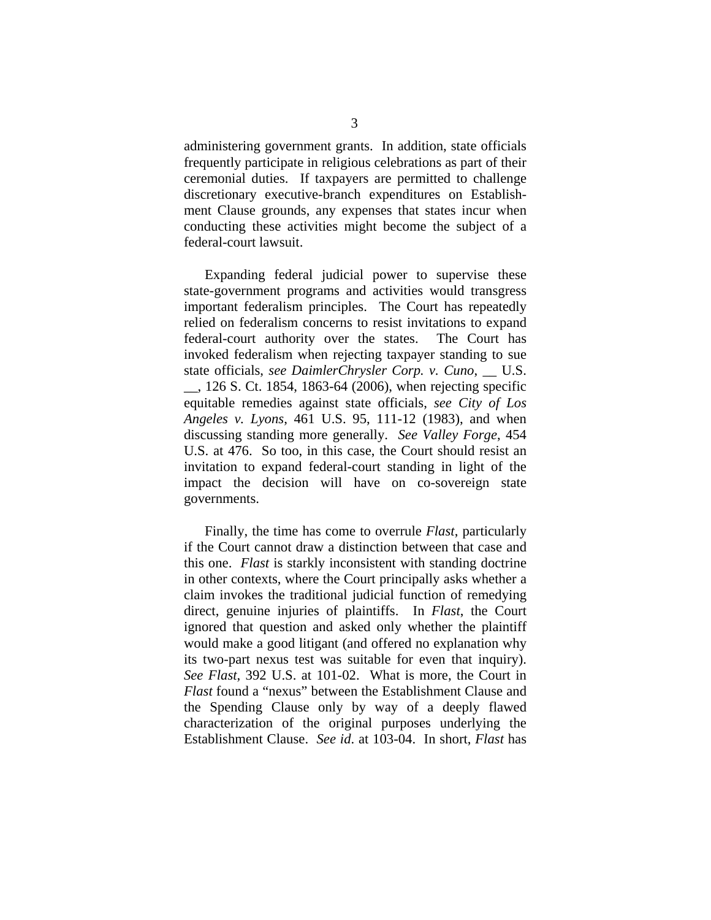administering government grants. In addition, state officials frequently participate in religious celebrations as part of their ceremonial duties. If taxpayers are permitted to challenge discretionary executive-branch expenditures on Establishment Clause grounds, any expenses that states incur when conducting these activities might become the subject of a federal-court lawsuit.

Expanding federal judicial power to supervise these state-government programs and activities would transgress important federalism principles. The Court has repeatedly relied on federalism concerns to resist invitations to expand federal-court authority over the states. The Court has invoked federalism when rejecting taxpayer standing to sue state officials, *see DaimlerChrysler Corp. v. Cuno*, __ U.S. __, 126 S. Ct. 1854, 1863-64 (2006), when rejecting specific equitable remedies against state officials, *see City of Los Angeles v. Lyons*, 461 U.S. 95, 111-12 (1983), and when discussing standing more generally. *See Valley Forge*, 454 U.S. at 476. So too, in this case, the Court should resist an invitation to expand federal-court standing in light of the impact the decision will have on co-sovereign state governments.

Finally, the time has come to overrule *Flast*, particularly if the Court cannot draw a distinction between that case and this one. *Flast* is starkly inconsistent with standing doctrine in other contexts, where the Court principally asks whether a claim invokes the traditional judicial function of remedying direct, genuine injuries of plaintiffs. In *Flast*, the Court ignored that question and asked only whether the plaintiff would make a good litigant (and offered no explanation why its two-part nexus test was suitable for even that inquiry). *See Flast*, 392 U.S. at 101-02. What is more, the Court in *Flast* found a "nexus" between the Establishment Clause and the Spending Clause only by way of a deeply flawed characterization of the original purposes underlying the Establishment Clause. *See id*. at 103-04. In short, *Flast* has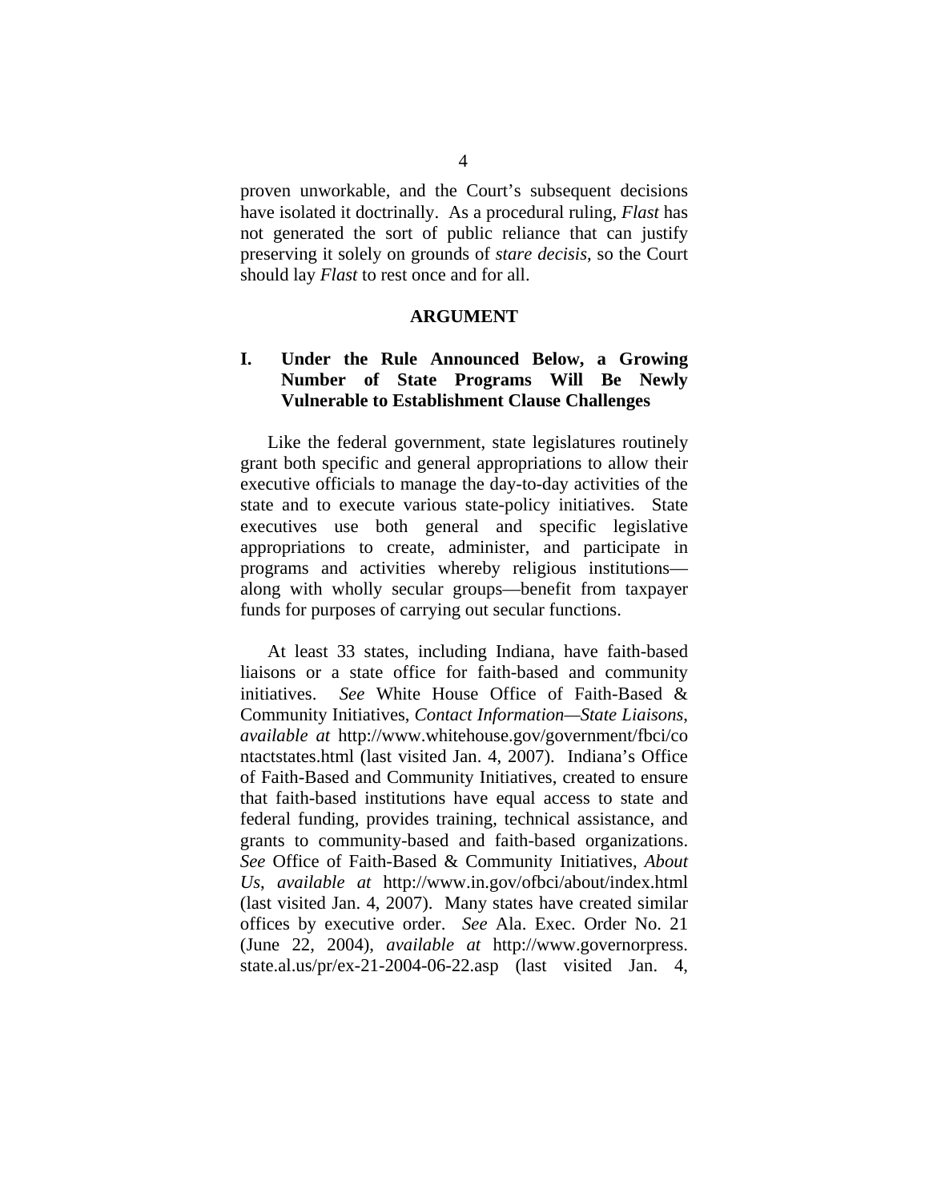proven unworkable, and the Court's subsequent decisions have isolated it doctrinally. As a procedural ruling, *Flast* has not generated the sort of public reliance that can justify preserving it solely on grounds of *stare decisis*, so the Court should lay *Flast* to rest once and for all.

## ARGUMENT

### I. Under the Rule Announced Below, a Growing Number of State Programs Will Be Newly Vulnerable to Establishment Clause Challenges

Like the federal government, state legislatures routinely grant both specific and general appropriations to allow their executive officials to manage the day-to-day activities of the state and to execute various state-policy initiatives. State executives use both general and specific legislative appropriations to create, administer, and participate in programs and activities whereby religious institutions—along with wholly secular groups—benefit from taxpayer funds for purposes of carrying out secular functions.

At least 33 states, including Indiana, have faith-based liaisons or a state office for faith-based and community initiatives. *See* White House Office of Faith-Based & Community Initiatives, *Contact Information—State Liaisons*, *available at* http://www.whitehouse.gov/government/fbci/contactstates.html (last visited Jan. 4, 2007). Indiana's Office of Faith-Based and Community Initiatives, created to ensure that faith-based institutions have equal access to state and federal funding, provides training, technical assistance, and grants to community-based and faith-based organizations. *See* Office of Faith-Based & Community Initiatives, *About Us*, *available at* http://www.in.gov/ofbci/about/index.html (last visited Jan. 4, 2007). Many states have created similar offices by executive order. *See* Ala. Exec. Order No. 21 (June 22, 2004), *available at* http://www.governorpress.state.al.us/pr/ex-21-2004-06-22.asp (last visited Jan. 4,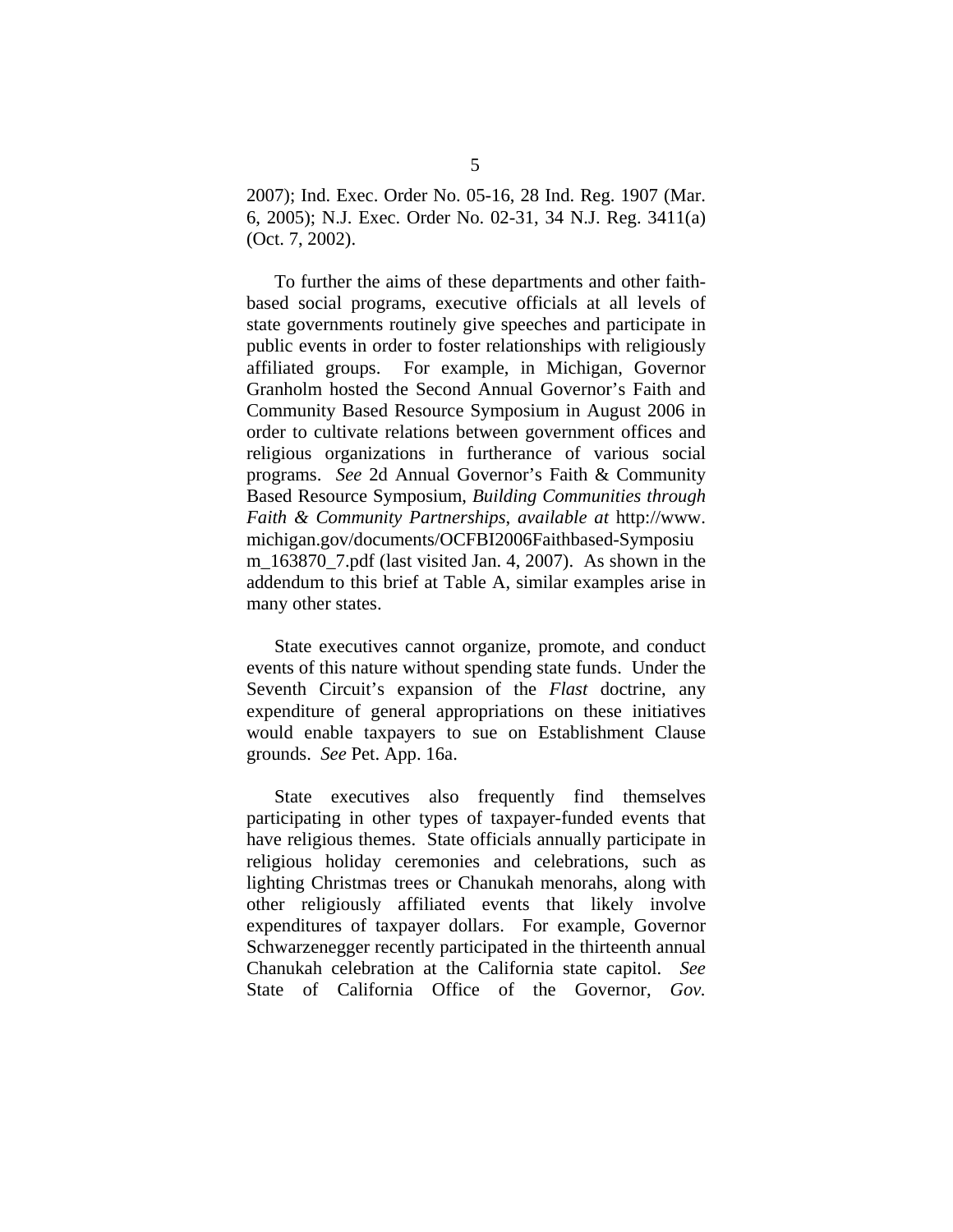2007); Ind. Exec. Order No. 05-16, 28 Ind. Reg. 1907 (Mar. 6, 2005); N.J. Exec. Order No. 02-31, 34 N.J. Reg. 3411(a) (Oct. 7, 2002).

To further the aims of these departments and other faith-based social programs, executive officials at all levels of state governments routinely give speeches and participate in public events in order to foster relationships with religiously affiliated groups. For example, in Michigan, Governor Granholm hosted the Second Annual Governor's Faith and Community Based Resource Symposium in August 2006 in order to cultivate relations between government offices and religious organizations in furtherance of various social programs. *See* 2d Annual Governor's Faith & Community Based Resource Symposium, *Building Communities through Faith & Community Partnerships*, *available at* http://www.michigan.gov/documents/OCFBI2006Faithbased-Symposium_163870_7.pdf (last visited Jan. 4, 2007). As shown in the addendum to this brief at Table A, similar examples arise in many other states.

State executives cannot organize, promote, and conduct events of this nature without spending state funds. Under the Seventh Circuit's expansion of the *Flast* doctrine, any expenditure of general appropriations on these initiatives would enable taxpayers to sue on Establishment Clause grounds. *See* Pet. App. 16a.

State executives also frequently find themselves participating in other types of taxpayer-funded events that have religious themes. State officials annually participate in religious holiday ceremonies and celebrations, such as lighting Christmas trees or Chanukah menorahs, along with other religiously affiliated events that likely involve expenditures of taxpayer dollars. For example, Governor Schwarzenegger recently participated in the thirteenth annual Chanukah celebration at the California state capitol. *See* State of California Office of the Governor, *Gov.*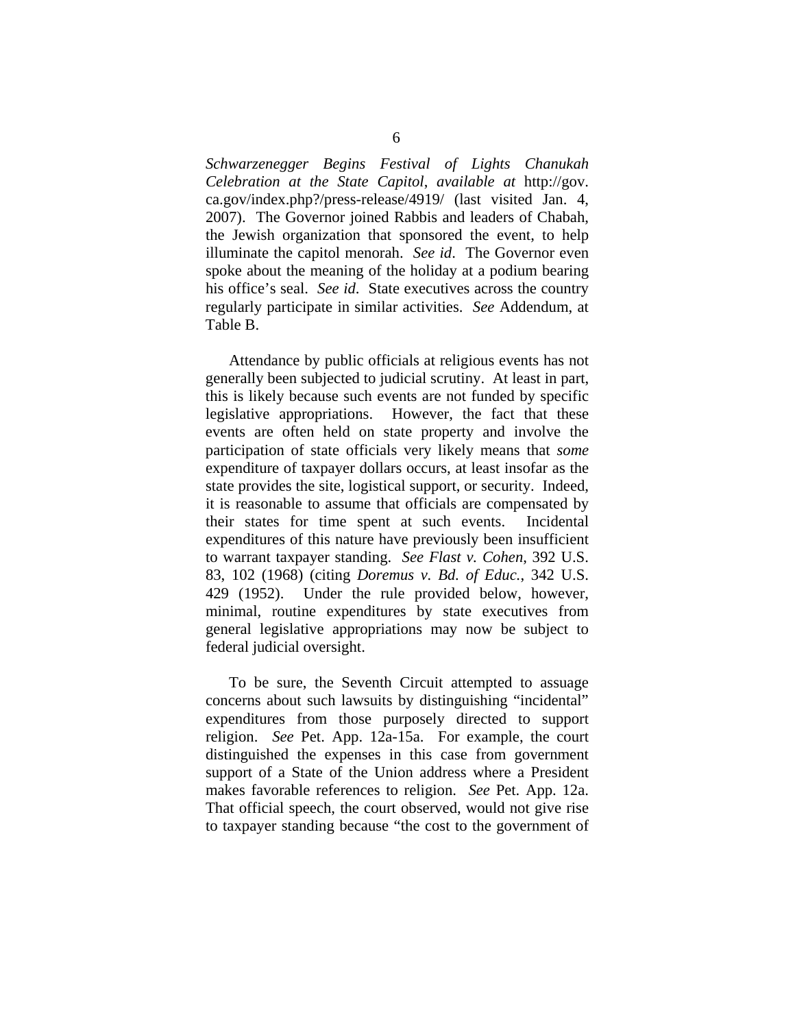*Schwarzenegger Begins Festival of Lights Chanukah Celebration at the State Capitol*, *available at* http://gov.ca.gov/index.php?/press-release/4919/ (last visited Jan. 4, 2007). The Governor joined Rabbis and leaders of Chabah, the Jewish organization that sponsored the event, to help illuminate the capitol menorah. *See id*. The Governor even spoke about the meaning of the holiday at a podium bearing his office's seal. *See id*. State executives across the country regularly participate in similar activities. *See* Addendum, at Table B.

Attendance by public officials at religious events has not generally been subjected to judicial scrutiny. At least in part, this is likely because such events are not funded by specific legislative appropriations. However, the fact that these events are often held on state property and involve the participation of state officials very likely means that *some* expenditure of taxpayer dollars occurs, at least insofar as the state provides the site, logistical support, or security. Indeed, it is reasonable to assume that officials are compensated by their states for time spent at such events. Incidental expenditures of this nature have previously been insufficient to warrant taxpayer standing. *See Flast v. Cohen*, 392 U.S. 83, 102 (1968) (citing *Doremus v. Bd. of Educ.*, 342 U.S. 429 (1952). Under the rule provided below, however, minimal, routine expenditures by state executives from general legislative appropriations may now be subject to federal judicial oversight.

To be sure, the Seventh Circuit attempted to assuage concerns about such lawsuits by distinguishing "incidental" expenditures from those purposely directed to support religion. *See* Pet. App. 12a-15a. For example, the court distinguished the expenses in this case from government support of a State of the Union address where a President makes favorable references to religion. *See* Pet. App. 12a. That official speech, the court observed, would not give rise to taxpayer standing because "the cost to the government of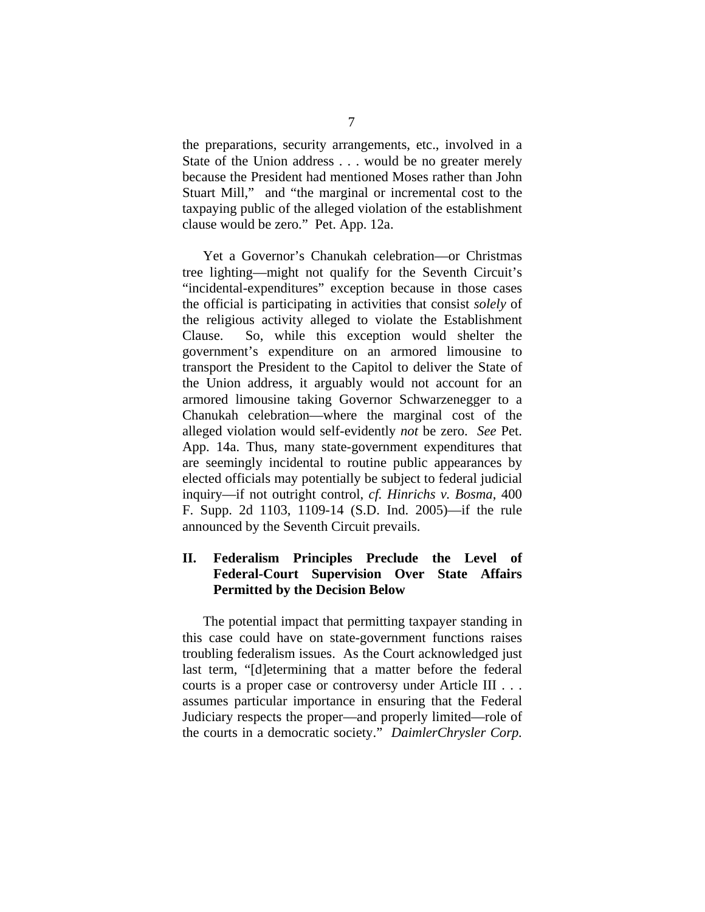the preparations, security arrangements, etc., involved in a State of the Union address . . . would be no greater merely because the President had mentioned Moses rather than John Stuart Mill," and "the marginal or incremental cost to the taxpaying public of the alleged violation of the establishment clause would be zero." Pet. App. 12a.

Yet a Governor's Chanukah celebration—or Christmas tree lighting—might not qualify for the Seventh Circuit's "incidental-expenditures" exception because in those cases the official is participating in activities that consist *solely* of the religious activity alleged to violate the Establishment Clause. So, while this exception would shelter the government's expenditure on an armored limousine to transport the President to the Capitol to deliver the State of the Union address, it arguably would not account for an armored limousine taking Governor Schwarzenegger to a Chanukah celebration—where the marginal cost of the alleged violation would self-evidently *not* be zero. *See* Pet. App. 14a. Thus, many state-government expenditures that are seemingly incidental to routine public appearances by elected officials may potentially be subject to federal judicial inquiry—if not outright control, *cf. Hinrichs v. Bosma*, 400 F. Supp. 2d 1103, 1109-14 (S.D. Ind. 2005)—if the rule announced by the Seventh Circuit prevails.

## II. Federalism Principles Preclude the Level of Federal-Court Supervision Over State Affairs Permitted by the Decision Below

The potential impact that permitting taxpayer standing in this case could have on state-government functions raises troubling federalism issues. As the Court acknowledged just last term, "[d]etermining that a matter before the federal courts is a proper case or controversy under Article III . . . assumes particular importance in ensuring that the Federal Judiciary respects the proper—and properly limited—role of the courts in a democratic society." *DaimlerChrysler Corp.*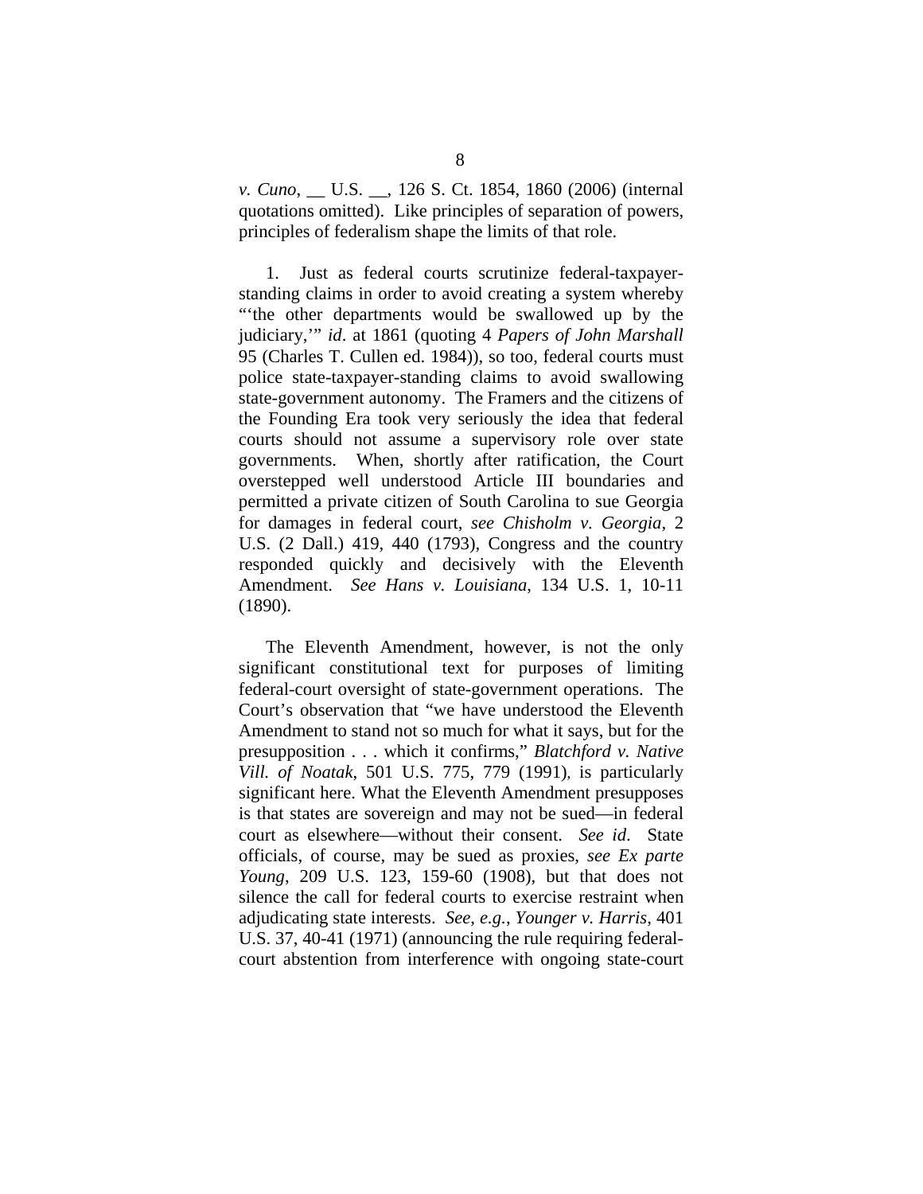*v. Cuno*, __ U.S. __, 126 S. Ct. 1854, 1860 (2006) (internal quotations omitted). Like principles of separation of powers, principles of federalism shape the limits of that role.

1. Just as federal courts scrutinize federal-taxpayer-standing claims in order to avoid creating a system whereby "'the other departments would be swallowed up by the judiciary,'" *id*. at 1861 (quoting 4 *Papers of John Marshall* 95 (Charles T. Cullen ed. 1984)), so too, federal courts must police state-taxpayer-standing claims to avoid swallowing state-government autonomy. The Framers and the citizens of the Founding Era took very seriously the idea that federal courts should not assume a supervisory role over state governments. When, shortly after ratification, the Court overstepped well understood Article III boundaries and permitted a private citizen of South Carolina to sue Georgia for damages in federal court, *see Chisholm v. Georgia*, 2 U.S. (2 Dall.) 419, 440 (1793), Congress and the country responded quickly and decisively with the Eleventh Amendment. *See Hans v. Louisiana*, 134 U.S. 1, 10-11 (1890).

The Eleventh Amendment, however, is not the only significant constitutional text for purposes of limiting federal-court oversight of state-government operations. The Court's observation that "we have understood the Eleventh Amendment to stand not so much for what it says, but for the presupposition . . . which it confirms," *Blatchford v. Native Vill. of Noatak*, 501 U.S. 775, 779 (1991), is particularly significant here. What the Eleventh Amendment presupposes is that states are sovereign and may not be sued—in federal court as elsewhere—without their consent. *See id*. State officials, of course, may be sued as proxies, *see Ex parte Young*, 209 U.S. 123, 159-60 (1908), but that does not silence the call for federal courts to exercise restraint when adjudicating state interests. *See*, *e.g.*, *Younger v. Harris*, 401 U.S. 37, 40-41 (1971) (announcing the rule requiring federal-court abstention from interference with ongoing state-court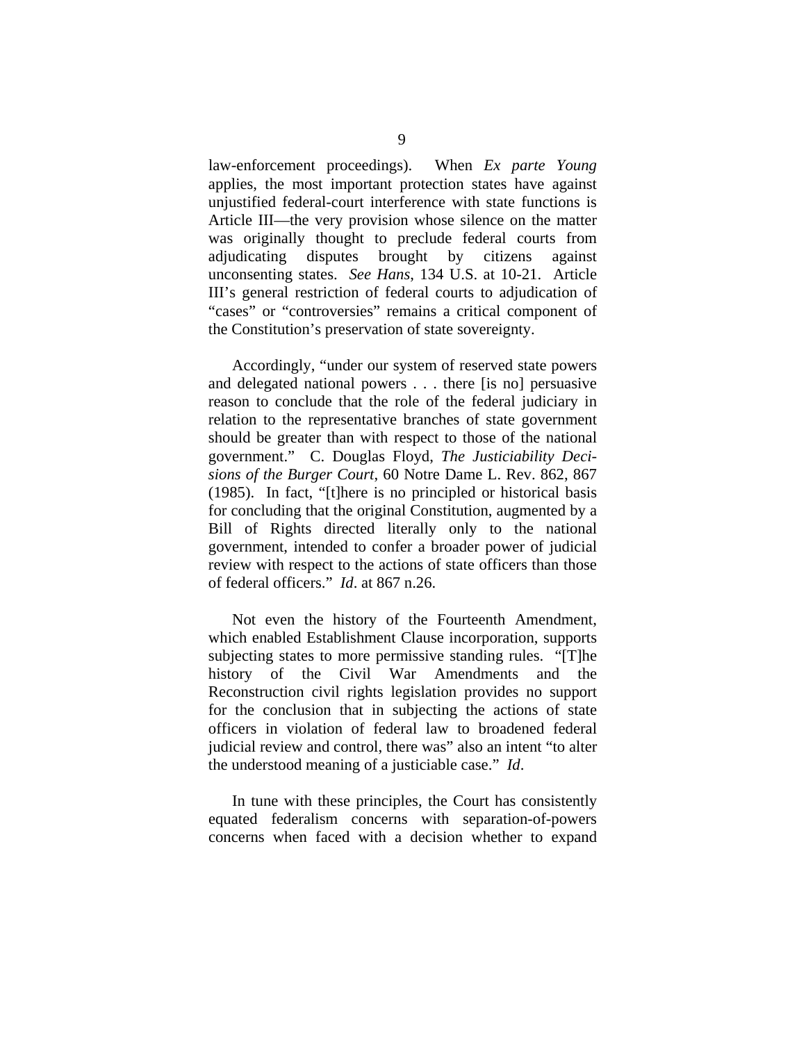law-enforcement proceedings). When *Ex parte Young* applies, the most important protection states have against unjustified federal-court interference with state functions is Article III—the very provision whose silence on the matter was originally thought to preclude federal courts from adjudicating disputes brought by citizens against unconsenting states. *See Hans*, 134 U.S. at 10-21. Article III's general restriction of federal courts to adjudication of "cases" or "controversies" remains a critical component of the Constitution's preservation of state sovereignty.

Accordingly, "under our system of reserved state powers and delegated national powers . . . there [is no] persuasive reason to conclude that the role of the federal judiciary in relation to the representative branches of state government should be greater than with respect to those of the national government." C. Douglas Floyd, *The Justiciability Decisions of the Burger Court*, 60 Notre Dame L. Rev. 862, 867 (1985). In fact, "[t]here is no principled or historical basis for concluding that the original Constitution, augmented by a Bill of Rights directed literally only to the national government, intended to confer a broader power of judicial review with respect to the actions of state officers than those of federal officers." *Id*. at 867 n.26.

Not even the history of the Fourteenth Amendment, which enabled Establishment Clause incorporation, supports subjecting states to more permissive standing rules. "[T]he history of the Civil War Amendments and the Reconstruction civil rights legislation provides no support for the conclusion that in subjecting the actions of state officers in violation of federal law to broadened federal judicial review and control, there was" also an intent "to alter the understood meaning of a justiciable case." *Id*.

In tune with these principles, the Court has consistently equated federalism concerns with separation-of-powers concerns when faced with a decision whether to expand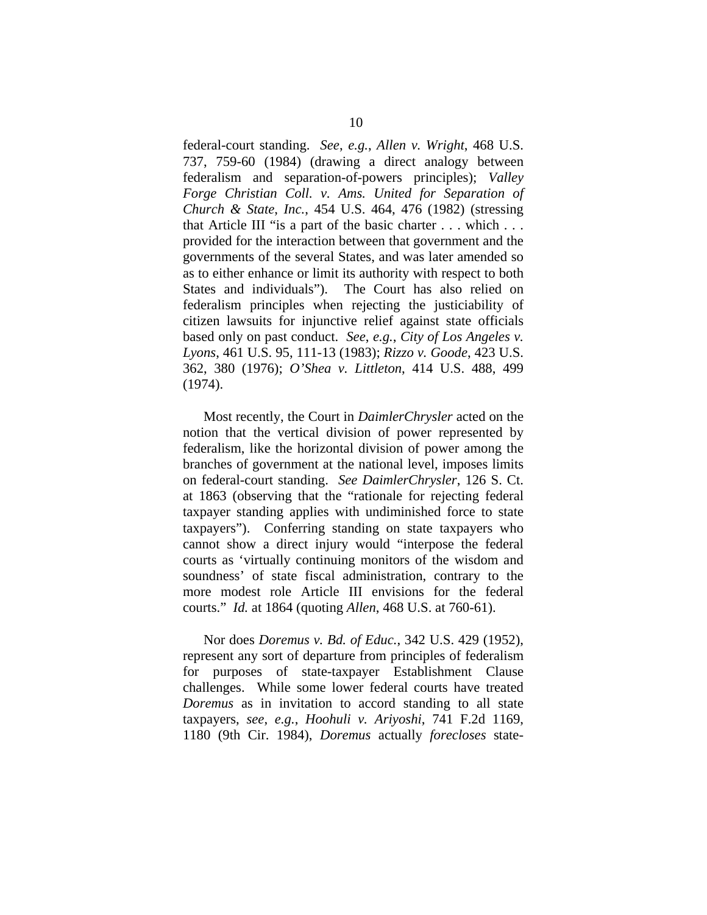federal-court standing. *See, e.g.*, *Allen v. Wright*, 468 U.S. 737, 759-60 (1984) (drawing a direct analogy between federalism and separation-of-powers principles); *Valley Forge Christian Coll. v. Ams. United for Separation of Church & State, Inc.*, 454 U.S. 464, 476 (1982) (stressing that Article III "is a part of the basic charter . . . which . . . provided for the interaction between that government and the governments of the several States, and was later amended so as to either enhance or limit its authority with respect to both States and individuals"). The Court has also relied on federalism principles when rejecting the justiciability of citizen lawsuits for injunctive relief against state officials based only on past conduct. *See, e.g.*, *City of Los Angeles v. Lyons*, 461 U.S. 95, 111-13 (1983); *Rizzo v. Goode*, 423 U.S. 362, 380 (1976); *O'Shea v. Littleton*, 414 U.S. 488, 499 (1974).

Most recently, the Court in *DaimlerChrysler* acted on the notion that the vertical division of power represented by federalism, like the horizontal division of power among the branches of government at the national level, imposes limits on federal-court standing. *See DaimlerChrysler*, 126 S. Ct. at 1863 (observing that the "rationale for rejecting federal taxpayer standing applies with undiminished force to state taxpayers"). Conferring standing on state taxpayers who cannot show a direct injury would "interpose the federal courts as 'virtually continuing monitors of the wisdom and soundness' of state fiscal administration, contrary to the more modest role Article III envisions for the federal courts." *Id.* at 1864 (quoting *Allen*, 468 U.S. at 760-61).

Nor does *Doremus v. Bd. of Educ.*, 342 U.S. 429 (1952), represent any sort of departure from principles of federalism for purposes of state-taxpayer Establishment Clause challenges. While some lower federal courts have treated *Doremus* as in invitation to accord standing to all state taxpayers, *see, e.g.*, *Hoohuli v. Ariyoshi*, 741 F.2d 1169, 1180 (9th Cir. 1984), *Doremus* actually *forecloses* state-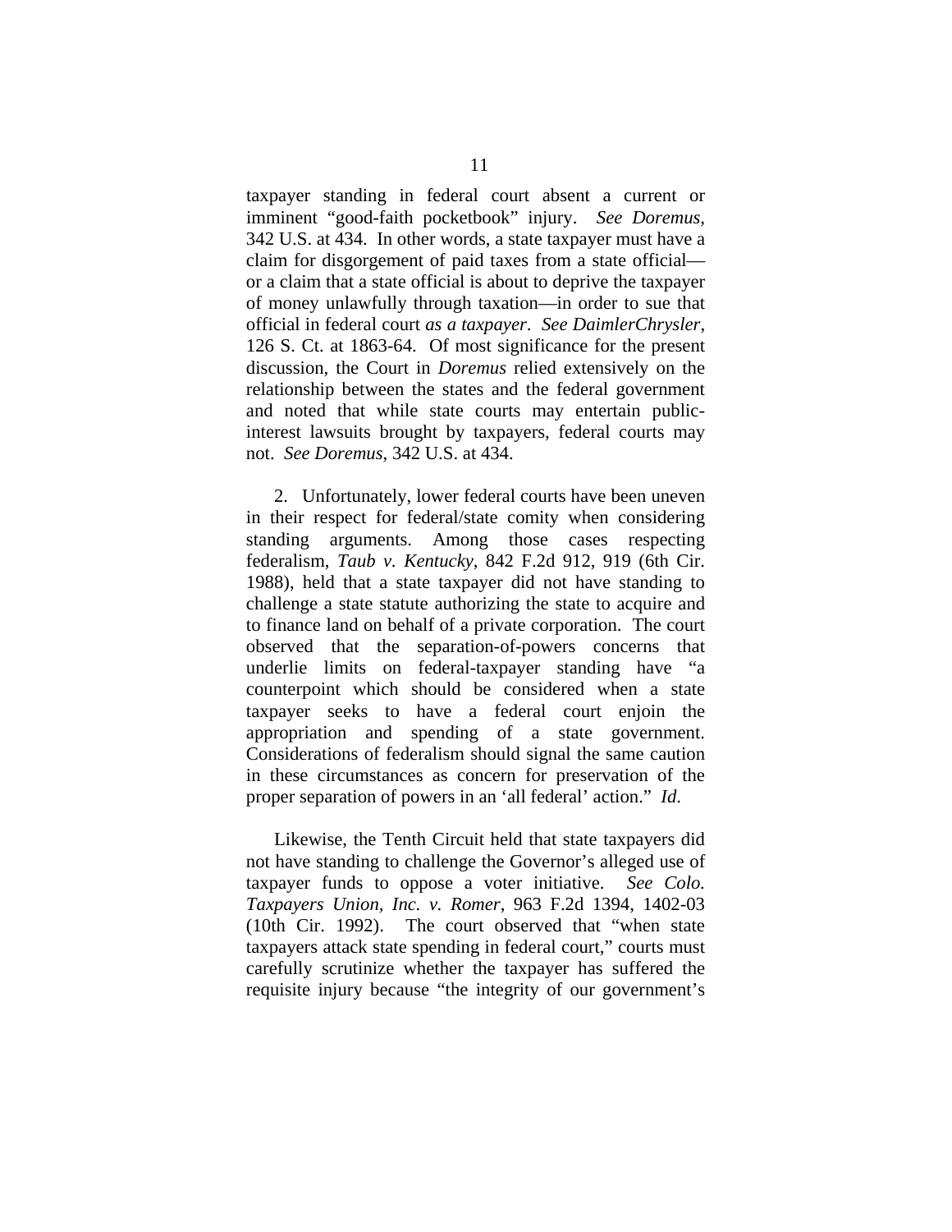taxpayer standing in federal court absent a current or imminent "good-faith pocketbook" injury. *See Doremus*, 342 U.S. at 434. In other words, a state taxpayer must have a claim for disgorgement of paid taxes from a state official—or a claim that a state official is about to deprive the taxpayer of money unlawfully through taxation—in order to sue that official in federal court *as a taxpayer*. *See DaimlerChrysler*, 126 S. Ct. at 1863-64. Of most significance for the present discussion, the Court in *Doremus* relied extensively on the relationship between the states and the federal government and noted that while state courts may entertain public-interest lawsuits brought by taxpayers, federal courts may not. *See Doremus*, 342 U.S. at 434.

2. Unfortunately, lower federal courts have been uneven in their respect for federal/state comity when considering standing arguments. Among those cases respecting federalism, *Taub v. Kentucky*, 842 F.2d 912, 919 (6th Cir. 1988), held that a state taxpayer did not have standing to challenge a state statute authorizing the state to acquire and to finance land on behalf of a private corporation. The court observed that the separation-of-powers concerns that underlie limits on federal-taxpayer standing have "a counterpoint which should be considered when a state taxpayer seeks to have a federal court enjoin the appropriation and spending of a state government. Considerations of federalism should signal the same caution in these circumstances as concern for preservation of the proper separation of powers in an 'all federal' action." *Id.*

Likewise, the Tenth Circuit held that state taxpayers did not have standing to challenge the Governor's alleged use of taxpayer funds to oppose a voter initiative. *See Colo. Taxpayers Union, Inc. v. Romer*, 963 F.2d 1394, 1402-03 (10th Cir. 1992). The court observed that "when state taxpayers attack state spending in federal court," courts must carefully scrutinize whether the taxpayer has suffered the requisite injury because "the integrity of our government's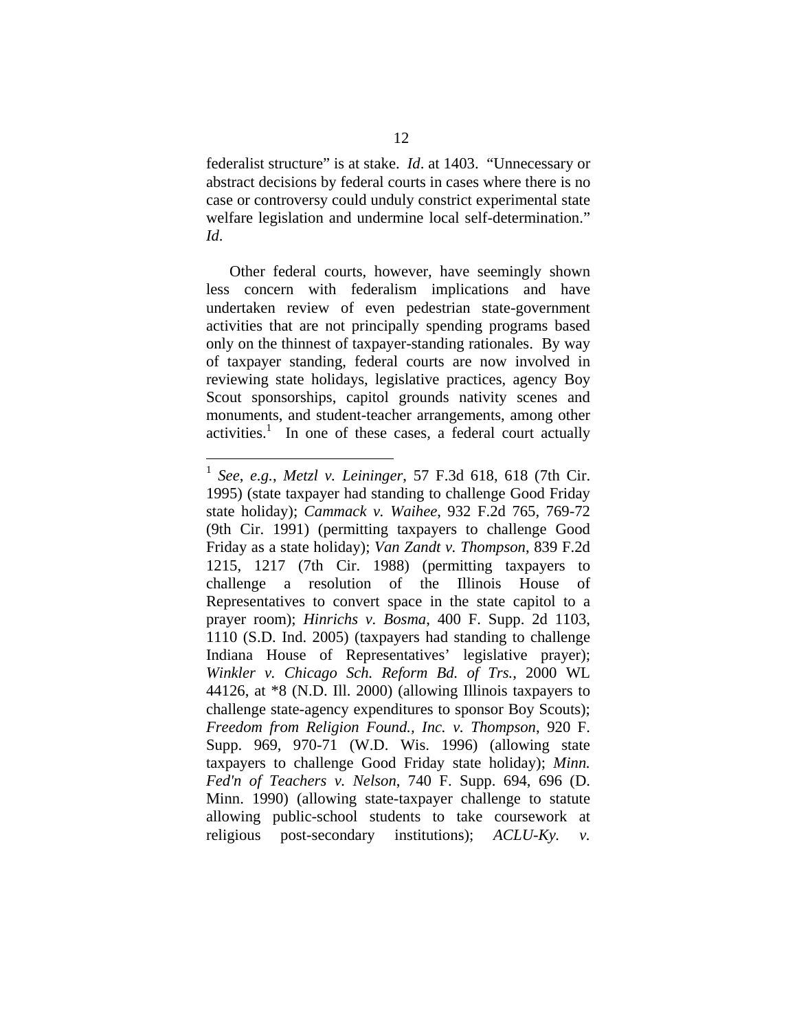federalist structure" is at stake. *Id*. at 1403. "Unnecessary or abstract decisions by federal courts in cases where there is no case or controversy could unduly constrict experimental state welfare legislation and undermine local self-determination." *Id*.

Other federal courts, however, have seemingly shown less concern with federalism implications and have undertaken review of even pedestrian state-government activities that are not principally spending programs based only on the thinnest of taxpayer-standing rationales. By way of taxpayer standing, federal courts are now involved in reviewing state holidays, legislative practices, agency Boy Scout sponsorships, capitol grounds nativity scenes and monuments, and student-teacher arrangements, among other activities.[1] In one of these cases, a federal court actually

---

[1] *See*, *e.g.*, *Metzl v. Leininger*, 57 F.3d 618, 618 (7th Cir. 1995) (state taxpayer had standing to challenge Good Friday state holiday); *Cammack v. Waihee*, 932 F.2d 765, 769-72 (9th Cir. 1991) (permitting taxpayers to challenge Good Friday as a state holiday); *Van Zandt v. Thompson*, 839 F.2d 1215, 1217 (7th Cir. 1988) (permitting taxpayers to challenge a resolution of the Illinois House of Representatives to convert space in the state capitol to a prayer room); *Hinrichs v. Bosma*, 400 F. Supp. 2d 1103, 1110 (S.D. Ind. 2005) (taxpayers had standing to challenge Indiana House of Representatives' legislative prayer); *Winkler v. Chicago Sch. Reform Bd. of Trs.*, 2000 WL 44126, at *8 (N.D. Ill. 2000) (allowing Illinois taxpayers to challenge state-agency expenditures to sponsor Boy Scouts); *Freedom from Religion Found., Inc. v. Thompson*, 920 F. Supp. 969, 970-71 (W.D. Wis. 1996) (allowing state taxpayers to challenge Good Friday state holiday); *Minn. Fed'n of Teachers v. Nelson*, 740 F. Supp. 694, 696 (D. Minn. 1990) (allowing state-taxpayer challenge to statute allowing public-school students to take coursework at religious post-secondary institutions); *ACLU-Ky. v.*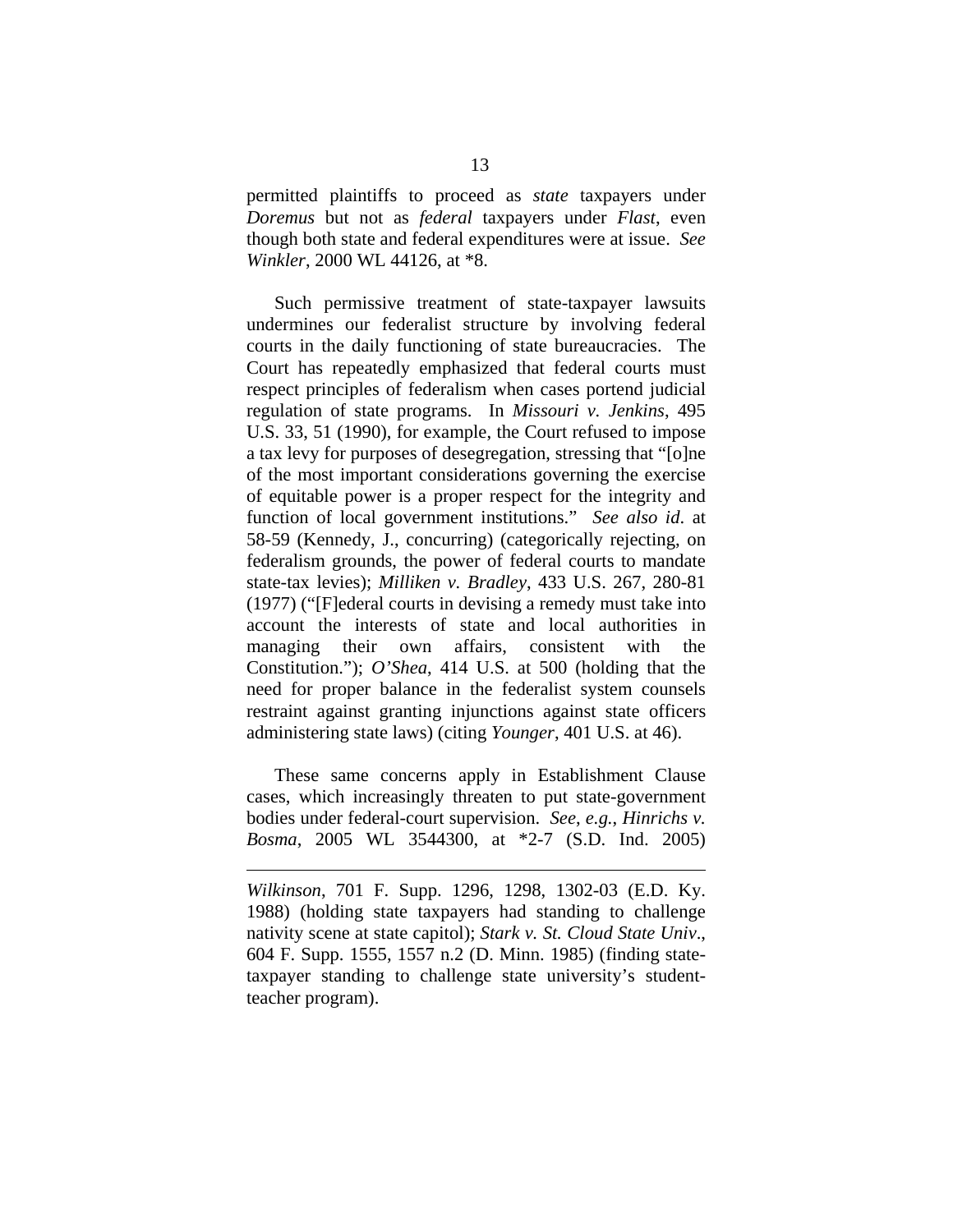permitted plaintiffs to proceed as *state* taxpayers under *Doremus* but not as *federal* taxpayers under *Flast*, even though both state and federal expenditures were at issue. *See Winkler*, 2000 WL 44126, at *8.

Such permissive treatment of state-taxpayer lawsuits undermines our federalist structure by involving federal courts in the daily functioning of state bureaucracies. The Court has repeatedly emphasized that federal courts must respect principles of federalism when cases portend judicial regulation of state programs. In *Missouri v. Jenkins*, 495 U.S. 33, 51 (1990), for example, the Court refused to impose a tax levy for purposes of desegregation, stressing that "[o]ne of the most important considerations governing the exercise of equitable power is a proper respect for the integrity and function of local government institutions." *See also id.* at 58-59 (Kennedy, J., concurring) (categorically rejecting, on federalism grounds, the power of federal courts to mandate state-tax levies); *Milliken v. Bradley*, 433 U.S. 267, 280-81 (1977) ("[F]ederal courts in devising a remedy must take into account the interests of state and local authorities in managing their own affairs, consistent with the Constitution."); *O'Shea*, 414 U.S. at 500 (holding that the need for proper balance in the federalist system counsels restraint against granting injunctions against state officers administering state laws) (citing *Younger*, 401 U.S. at 46).

These same concerns apply in Establishment Clause cases, which increasingly threaten to put state-government bodies under federal-court supervision. *See, e.g.*, *Hinrichs v. Bosma*, 2005 WL 3544300, at *2-7 (S.D. Ind. 2005)

---

*Wilkinson*, 701 F. Supp. 1296, 1298, 1302-03 (E.D. Ky. 1988) (holding state taxpayers had standing to challenge nativity scene at state capitol); *Stark v. St. Cloud State Univ.*, 604 F. Supp. 1555, 1557 n.2 (D. Minn. 1985) (finding state-taxpayer standing to challenge state university's student-teacher program).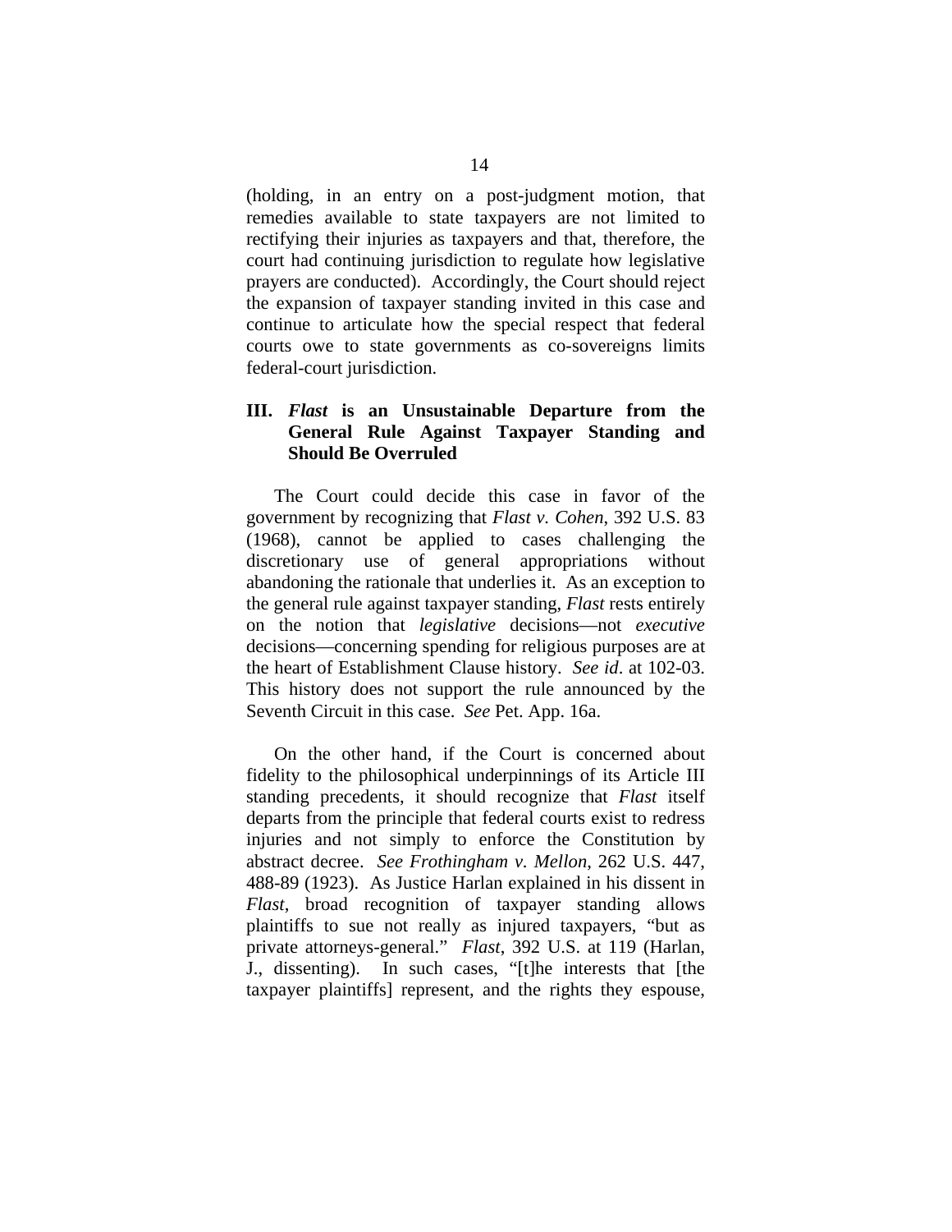(holding, in an entry on a post-judgment motion, that remedies available to state taxpayers are not limited to rectifying their injuries as taxpayers and that, therefore, the court had continuing jurisdiction to regulate how legislative prayers are conducted). Accordingly, the Court should reject the expansion of taxpayer standing invited in this case and continue to articulate how the special respect that federal courts owe to state governments as co-sovereigns limits federal-court jurisdiction.

## III. *Flast* is an Unsustainable Departure from the General Rule Against Taxpayer Standing and Should Be Overruled

The Court could decide this case in favor of the government by recognizing that *Flast v. Cohen*, 392 U.S. 83 (1968), cannot be applied to cases challenging the discretionary use of general appropriations without abandoning the rationale that underlies it. As an exception to the general rule against taxpayer standing, *Flast* rests entirely on the notion that *legislative* decisions—not *executive* decisions—concerning spending for religious purposes are at the heart of Establishment Clause history. *See id*. at 102-03. This history does not support the rule announced by the Seventh Circuit in this case. *See* Pet. App. 16a.

On the other hand, if the Court is concerned about fidelity to the philosophical underpinnings of its Article III standing precedents, it should recognize that *Flast* itself departs from the principle that federal courts exist to redress injuries and not simply to enforce the Constitution by abstract decree. *See Frothingham v. Mellon*, 262 U.S. 447, 488-89 (1923). As Justice Harlan explained in his dissent in *Flast*, broad recognition of taxpayer standing allows plaintiffs to sue not really as injured taxpayers, "but as private attorneys-general." *Flast*, 392 U.S. at 119 (Harlan, J., dissenting). In such cases, "[t]he interests that [the taxpayer plaintiffs] represent, and the rights they espouse,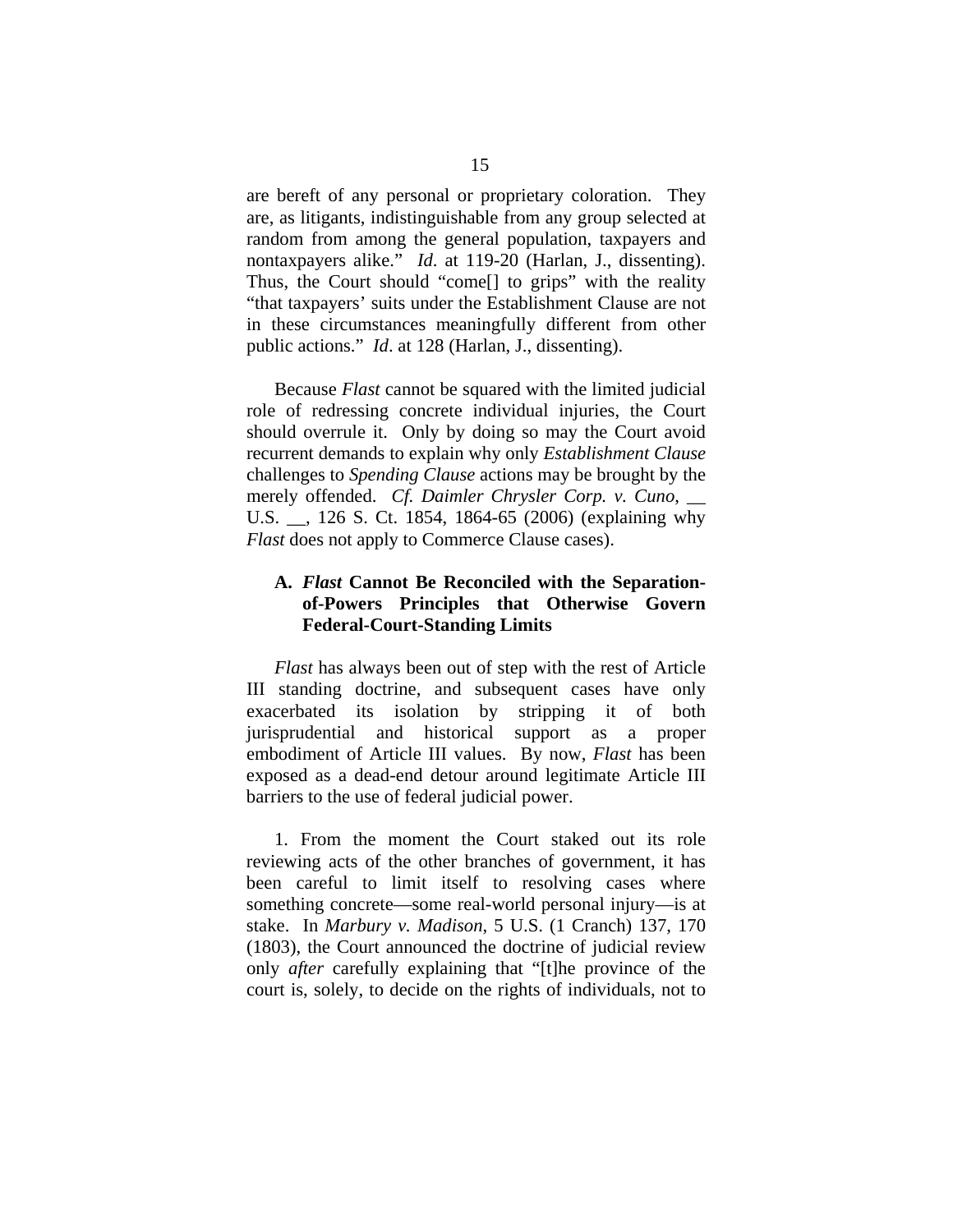are bereft of any personal or proprietary coloration. They are, as litigants, indistinguishable from any group selected at random from among the general population, taxpayers and nontaxpayers alike." *Id*. at 119-20 (Harlan, J., dissenting). Thus, the Court should "come[] to grips" with the reality "that taxpayers' suits under the Establishment Clause are not in these circumstances meaningfully different from other public actions." *Id*. at 128 (Harlan, J., dissenting).

Because *Flast* cannot be squared with the limited judicial role of redressing concrete individual injuries, the Court should overrule it. Only by doing so may the Court avoid recurrent demands to explain why only *Establishment Clause* challenges to *Spending Clause* actions may be brought by the merely offended. *Cf. Daimler Chrysler Corp. v. Cuno*, __ U.S. __, 126 S. Ct. 1854, 1864-65 (2006) (explaining why *Flast* does not apply to Commerce Clause cases).

### A. *Flast* Cannot Be Reconciled with the Separation-of-Powers Principles that Otherwise Govern Federal-Court-Standing Limits

*Flast* has always been out of step with the rest of Article III standing doctrine, and subsequent cases have only exacerbated its isolation by stripping it of both jurisprudential and historical support as a proper embodiment of Article III values. By now, *Flast* has been exposed as a dead-end detour around legitimate Article III barriers to the use of federal judicial power.

1. From the moment the Court staked out its role reviewing acts of the other branches of government, it has been careful to limit itself to resolving cases where something concrete—some real-world personal injury—is at stake. In *Marbury v. Madison*, 5 U.S. (1 Cranch) 137, 170 (1803), the Court announced the doctrine of judicial review only *after* carefully explaining that "[t]he province of the court is, solely, to decide on the rights of individuals, not to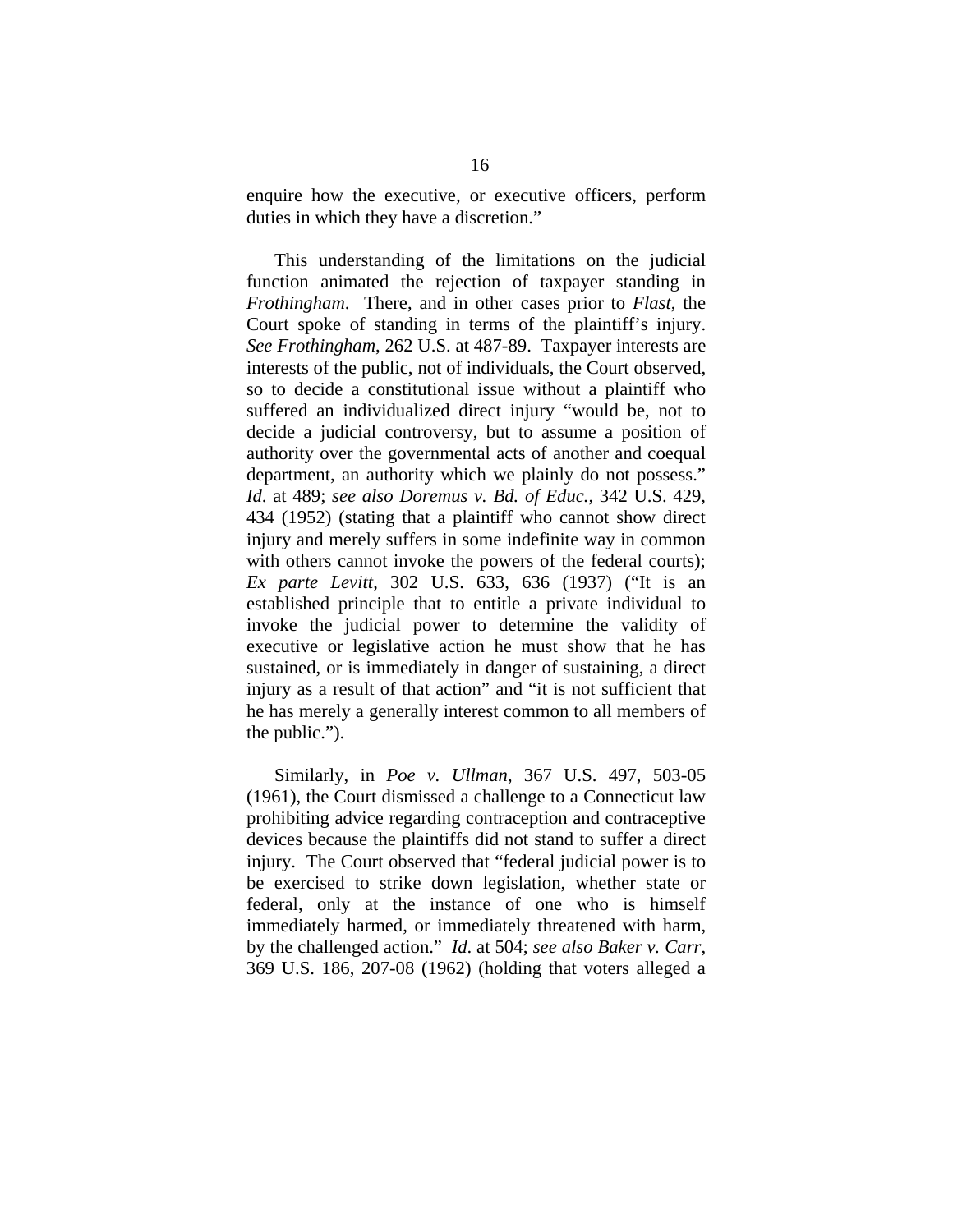enquire how the executive, or executive officers, perform duties in which they have a discretion."

This understanding of the limitations on the judicial function animated the rejection of taxpayer standing in *Frothingham*. There, and in other cases prior to *Flast*, the Court spoke of standing in terms of the plaintiff's injury. *See Frothingham*, 262 U.S. at 487-89. Taxpayer interests are interests of the public, not of individuals, the Court observed, so to decide a constitutional issue without a plaintiff who suffered an individualized direct injury "would be, not to decide a judicial controversy, but to assume a position of authority over the governmental acts of another and coequal department, an authority which we plainly do not possess." *Id.* at 489; *see also Doremus v. Bd. of Educ.*, 342 U.S. 429, 434 (1952) (stating that a plaintiff who cannot show direct injury and merely suffers in some indefinite way in common with others cannot invoke the powers of the federal courts); *Ex parte Levitt*, 302 U.S. 633, 636 (1937) ("It is an established principle that to entitle a private individual to invoke the judicial power to determine the validity of executive or legislative action he must show that he has sustained, or is immediately in danger of sustaining, a direct injury as a result of that action" and "it is not sufficient that he has merely a generally interest common to all members of the public.").

Similarly, in *Poe v. Ullman*, 367 U.S. 497, 503-05 (1961), the Court dismissed a challenge to a Connecticut law prohibiting advice regarding contraception and contraceptive devices because the plaintiffs did not stand to suffer a direct injury. The Court observed that "federal judicial power is to be exercised to strike down legislation, whether state or federal, only at the instance of one who is himself immediately harmed, or immediately threatened with harm, by the challenged action." *Id.* at 504; *see also Baker v. Carr*, 369 U.S. 186, 207-08 (1962) (holding that voters alleged a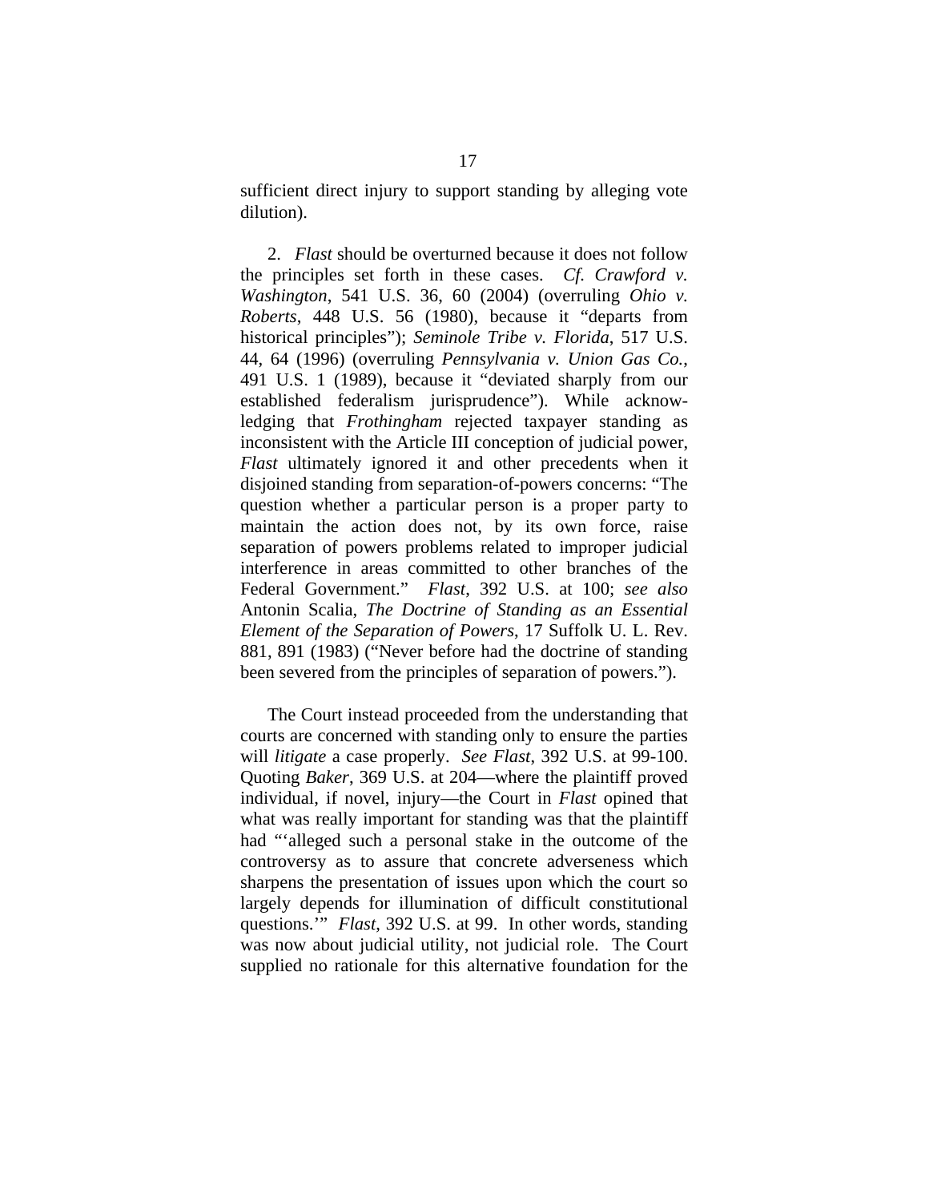sufficient direct injury to support standing by alleging vote dilution).

2. *Flast* should be overturned because it does not follow the principles set forth in these cases. *Cf. Crawford v. Washington*, 541 U.S. 36, 60 (2004) (overruling *Ohio v. Roberts*, 448 U.S. 56 (1980), because it "departs from historical principles"); *Seminole Tribe v. Florida*, 517 U.S. 44, 64 (1996) (overruling *Pennsylvania v. Union Gas Co.*, 491 U.S. 1 (1989), because it "deviated sharply from our established federalism jurisprudence"). While acknowledging that *Frothingham* rejected taxpayer standing as inconsistent with the Article III conception of judicial power, *Flast* ultimately ignored it and other precedents when it disjoined standing from separation-of-powers concerns: "The question whether a particular person is a proper party to maintain the action does not, by its own force, raise separation of powers problems related to improper judicial interference in areas committed to other branches of the Federal Government." *Flast*, 392 U.S. at 100; *see also* Antonin Scalia, *The Doctrine of Standing as an Essential Element of the Separation of Powers*, 17 Suffolk U. L. Rev. 881, 891 (1983) ("Never before had the doctrine of standing been severed from the principles of separation of powers.").

The Court instead proceeded from the understanding that courts are concerned with standing only to ensure the parties will *litigate* a case properly. *See Flast*, 392 U.S. at 99-100. Quoting *Baker*, 369 U.S. at 204—where the plaintiff proved individual, if novel, injury—the Court in *Flast* opined that what was really important for standing was that the plaintiff had "'alleged such a personal stake in the outcome of the controversy as to assure that concrete adverseness which sharpens the presentation of issues upon which the court so largely depends for illumination of difficult constitutional questions.'" *Flast*, 392 U.S. at 99. In other words, standing was now about judicial utility, not judicial role. The Court supplied no rationale for this alternative foundation for the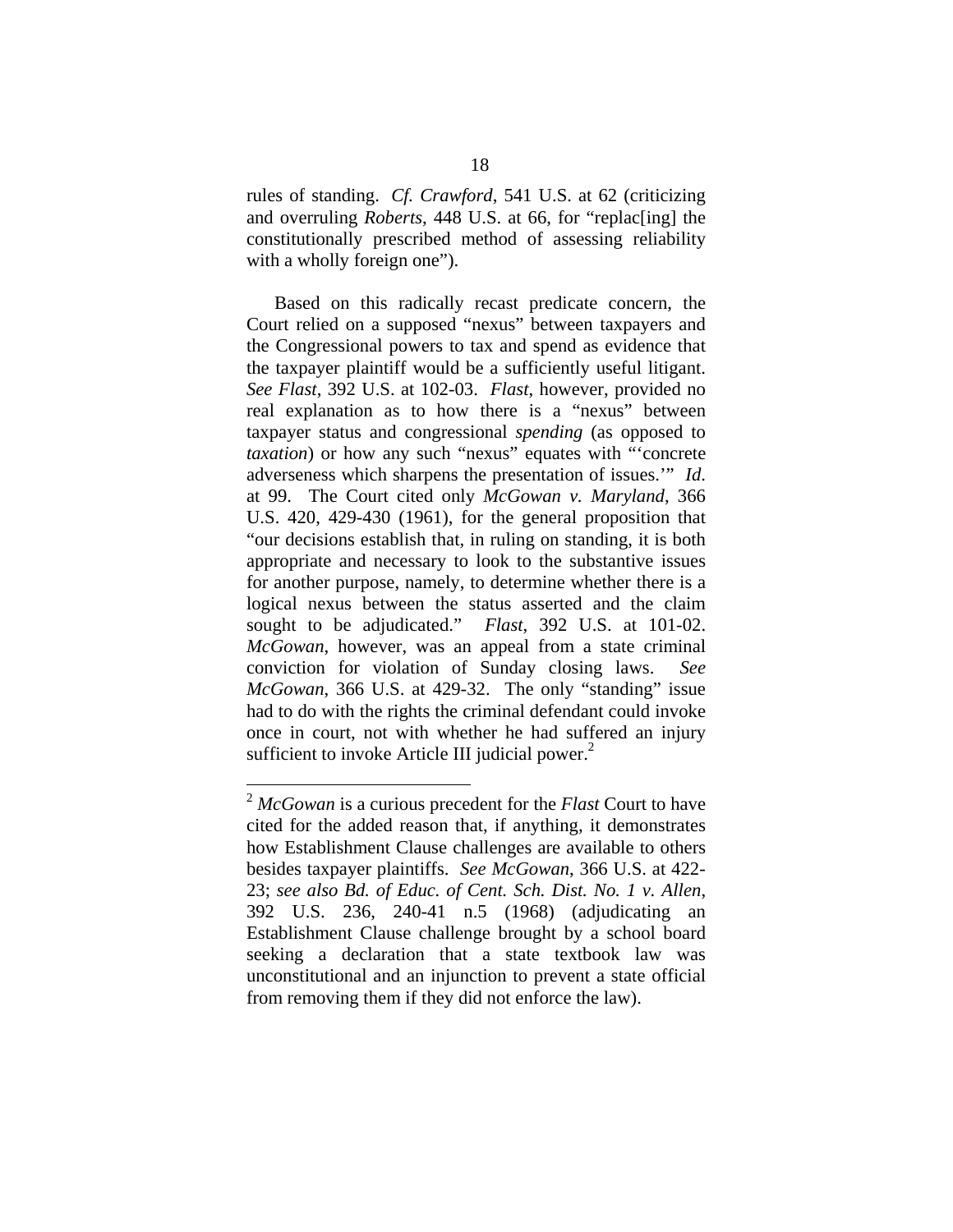rules of standing. *Cf. Crawford*, 541 U.S. at 62 (criticizing and overruling *Roberts*, 448 U.S. at 66, for "replac[ing] the constitutionally prescribed method of assessing reliability with a wholly foreign one").

Based on this radically recast predicate concern, the Court relied on a supposed "nexus" between taxpayers and the Congressional powers to tax and spend as evidence that the taxpayer plaintiff would be a sufficiently useful litigant. *See Flast*, 392 U.S. at 102-03. *Flast*, however, provided no real explanation as to how there is a "nexus" between taxpayer status and congressional *spending* (as opposed to *taxation*) or how any such "nexus" equates with "'concrete adverseness which sharpens the presentation of issues.'" *Id*. at 99. The Court cited only *McGowan v. Maryland*, 366 U.S. 420, 429-430 (1961), for the general proposition that "our decisions establish that, in ruling on standing, it is both appropriate and necessary to look to the substantive issues for another purpose, namely, to determine whether there is a logical nexus between the status asserted and the claim sought to be adjudicated." *Flast*, 392 U.S. at 101-02. *McGowan*, however, was an appeal from a state criminal conviction for violation of Sunday closing laws. *See McGowan*, 366 U.S. at 429-32. The only "standing" issue had to do with the rights the criminal defendant could invoke once in court, not with whether he had suffered an injury sufficient to invoke Article III judicial power.[2]

---

[2] *McGowan* is a curious precedent for the *Flast* Court to have cited for the added reason that, if anything, it demonstrates how Establishment Clause challenges are available to others besides taxpayer plaintiffs. *See McGowan*, 366 U.S. at 422-23; *see also Bd. of Educ. of Cent. Sch. Dist. No. 1 v. Allen*, 392 U.S. 236, 240-41 n.5 (1968) (adjudicating an Establishment Clause challenge brought by a school board seeking a declaration that a state textbook law was unconstitutional and an injunction to prevent a state official from removing them if they did not enforce the law).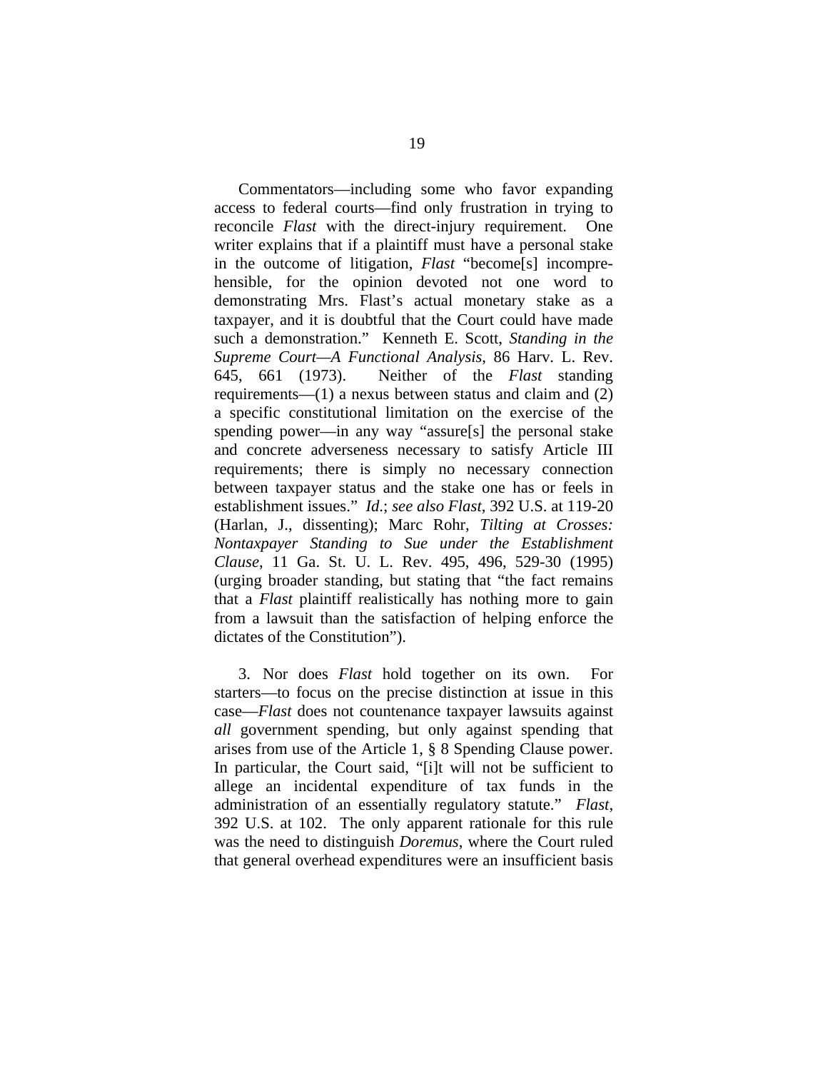Commentators—including some who favor expanding access to federal courts—find only frustration in trying to reconcile *Flast* with the direct-injury requirement. One writer explains that if a plaintiff must have a personal stake in the outcome of litigation, *Flast* "become[s] incomprehensible, for the opinion devoted not one word to demonstrating Mrs. Flast's actual monetary stake as a taxpayer, and it is doubtful that the Court could have made such a demonstration." Kenneth E. Scott, *Standing in the Supreme Court—A Functional Analysis*, 86 Harv. L. Rev. 645, 661 (1973). Neither of the *Flast* standing requirements—(1) a nexus between status and claim and (2) a specific constitutional limitation on the exercise of the spending power—in any way "assure[s] the personal stake and concrete adverseness necessary to satisfy Article III requirements; there is simply no necessary connection between taxpayer status and the stake one has or feels in establishment issues." *Id*.; *see also Flast*, 392 U.S. at 119-20 (Harlan, J., dissenting); Marc Rohr, *Tilting at Crosses: Nontaxpayer Standing to Sue under the Establishment Clause*, 11 Ga. St. U. L. Rev. 495, 496, 529-30 (1995) (urging broader standing, but stating that "the fact remains that a *Flast* plaintiff realistically has nothing more to gain from a lawsuit than the satisfaction of helping enforce the dictates of the Constitution").

3. Nor does *Flast* hold together on its own. For starters—to focus on the precise distinction at issue in this case—*Flast* does not countenance taxpayer lawsuits against *all* government spending, but only against spending that arises from use of the Article 1, § 8 Spending Clause power. In particular, the Court said, "[i]t will not be sufficient to allege an incidental expenditure of tax funds in the administration of an essentially regulatory statute." *Flast*, 392 U.S. at 102. The only apparent rationale for this rule was the need to distinguish *Doremus*, where the Court ruled that general overhead expenditures were an insufficient basis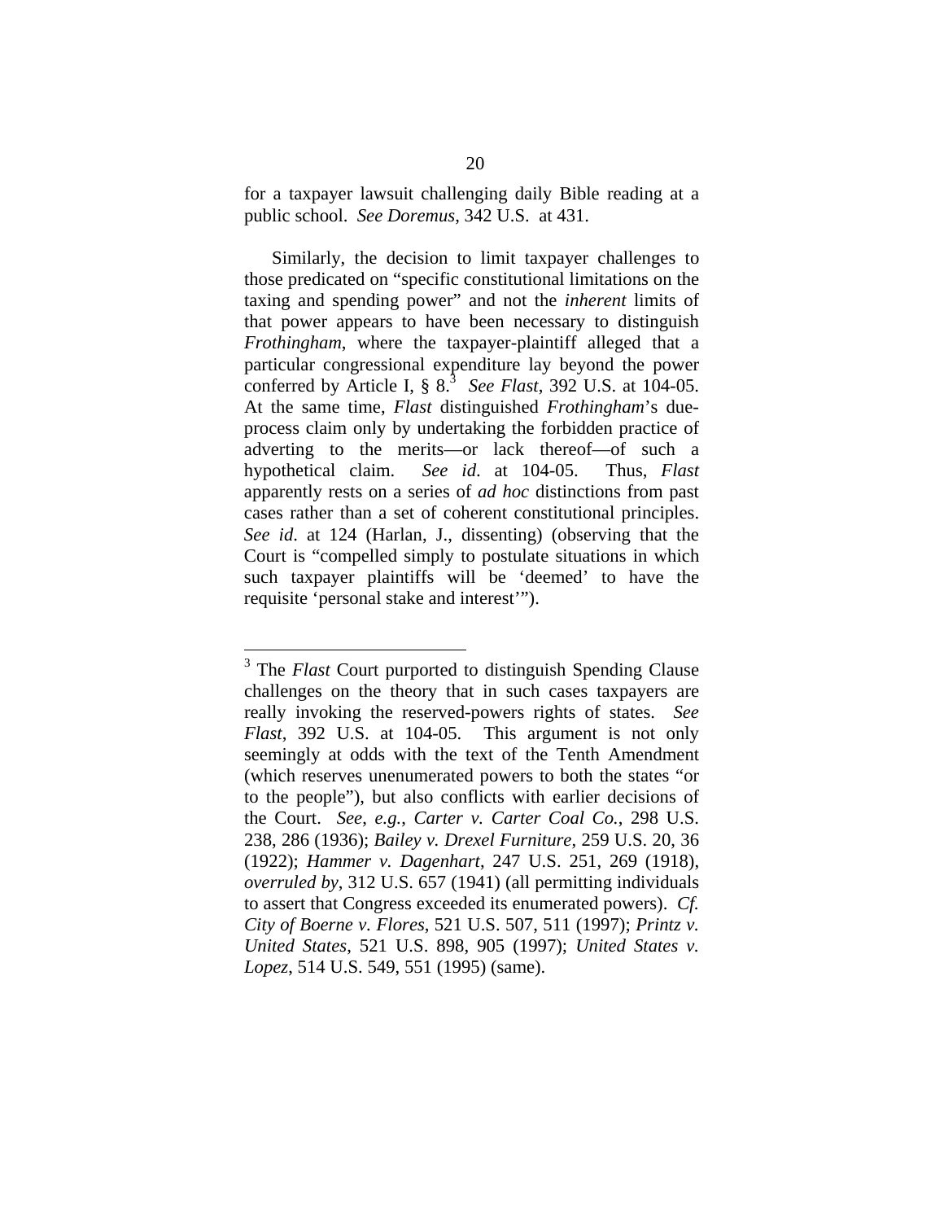for a taxpayer lawsuit challenging daily Bible reading at a public school. *See Doremus*, 342 U.S. at 431.

Similarly, the decision to limit taxpayer challenges to those predicated on "specific constitutional limitations on the taxing and spending power" and not the *inherent* limits of that power appears to have been necessary to distinguish *Frothingham*, where the taxpayer-plaintiff alleged that a particular congressional expenditure lay beyond the power conferred by Article I, § 8.[3] *See Flast*, 392 U.S. at 104-05. At the same time, *Flast* distinguished *Frothingham*'s due-process claim only by undertaking the forbidden practice of adverting to the merits—or lack thereof—of such a hypothetical claim. *See id*. at 104-05. Thus, *Flast* apparently rests on a series of *ad hoc* distinctions from past cases rather than a set of coherent constitutional principles. *See id*. at 124 (Harlan, J., dissenting) (observing that the Court is "compelled simply to postulate situations in which such taxpayer plaintiffs will be 'deemed' to have the requisite 'personal stake and interest'").

---

[3] The *Flast* Court purported to distinguish Spending Clause challenges on the theory that in such cases taxpayers are really invoking the reserved-powers rights of states. *See Flast*, 392 U.S. at 104-05. This argument is not only seemingly at odds with the text of the Tenth Amendment (which reserves unenumerated powers to both the states "or to the people"), but also conflicts with earlier decisions of the Court. *See, e.g.*, *Carter v. Carter Coal Co.*, 298 U.S. 238, 286 (1936); *Bailey v. Drexel Furniture*, 259 U.S. 20, 36 (1922); *Hammer v. Dagenhart*, 247 U.S. 251, 269 (1918), *overruled by*, 312 U.S. 657 (1941) (all permitting individuals to assert that Congress exceeded its enumerated powers). *Cf. City of Boerne v. Flores*, 521 U.S. 507, 511 (1997); *Printz v. United States*, 521 U.S. 898, 905 (1997); *United States v. Lopez*, 514 U.S. 549, 551 (1995) (same).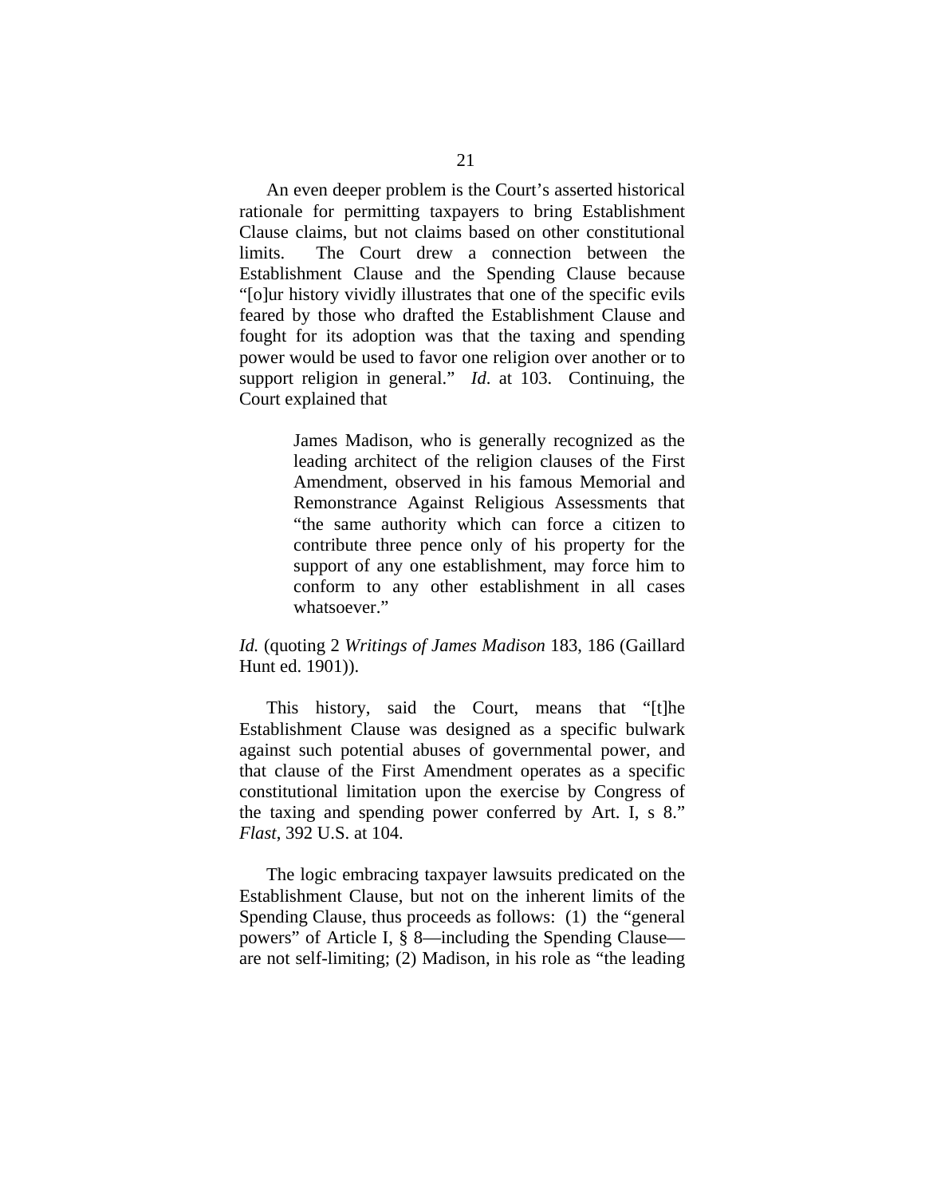An even deeper problem is the Court's asserted historical rationale for permitting taxpayers to bring Establishment Clause claims, but not claims based on other constitutional limits. The Court drew a connection between the Establishment Clause and the Spending Clause because "[o]ur history vividly illustrates that one of the specific evils feared by those who drafted the Establishment Clause and fought for its adoption was that the taxing and spending power would be used to favor one religion over another or to support religion in general." *Id*. at 103. Continuing, the Court explained that

> James Madison, who is generally recognized as the leading architect of the religion clauses of the First Amendment, observed in his famous Memorial and Remonstrance Against Religious Assessments that "the same authority which can force a citizen to contribute three pence only of his property for the support of any one establishment, may force him to conform to any other establishment in all cases whatsoever."

*Id.* (quoting 2 *Writings of James Madison* 183, 186 (Gaillard Hunt ed. 1901)).

This history, said the Court, means that "[t]he Establishment Clause was designed as a specific bulwark against such potential abuses of governmental power, and that clause of the First Amendment operates as a specific constitutional limitation upon the exercise by Congress of the taxing and spending power conferred by Art. I, s 8." *Flast*, 392 U.S. at 104.

The logic embracing taxpayer lawsuits predicated on the Establishment Clause, but not on the inherent limits of the Spending Clause, thus proceeds as follows: (1) the "general powers" of Article I, § 8—including the Spending Clause—are not self-limiting; (2) Madison, in his role as "the leading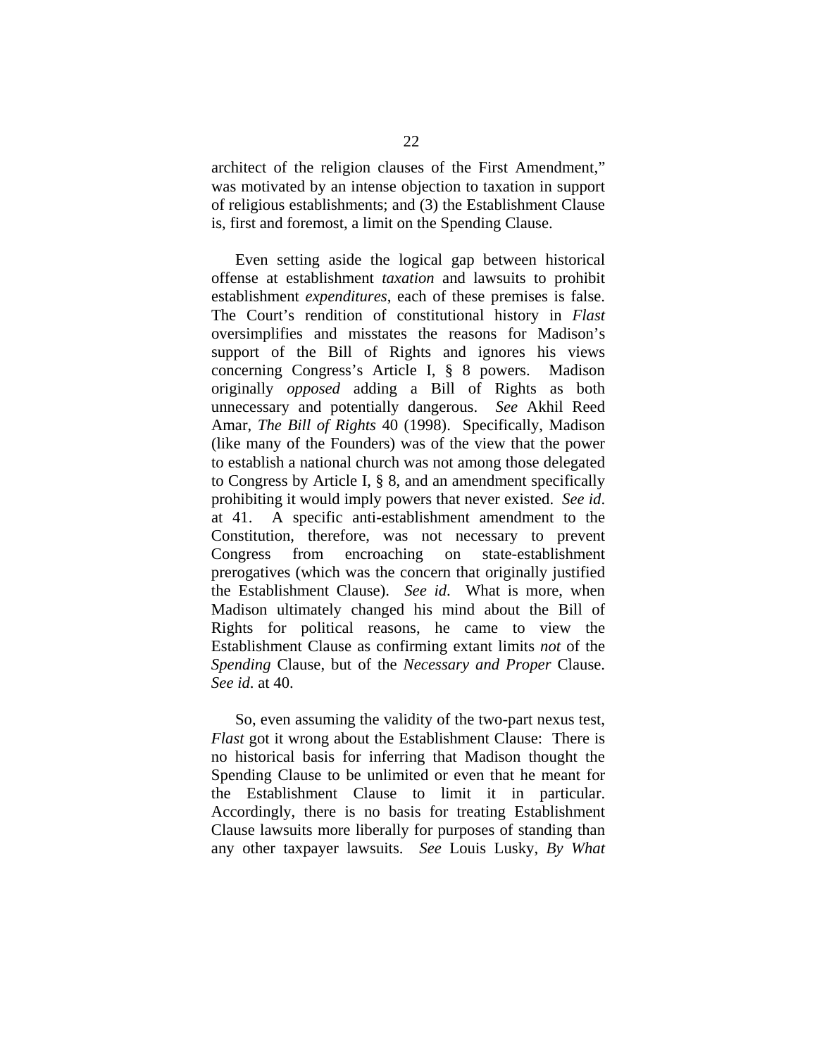architect of the religion clauses of the First Amendment," was motivated by an intense objection to taxation in support of religious establishments; and (3) the Establishment Clause is, first and foremost, a limit on the Spending Clause.

Even setting aside the logical gap between historical offense at establishment *taxation* and lawsuits to prohibit establishment *expenditures*, each of these premises is false. The Court's rendition of constitutional history in *Flast* oversimplifies and misstates the reasons for Madison's support of the Bill of Rights and ignores his views concerning Congress's Article I, § 8 powers. Madison originally *opposed* adding a Bill of Rights as both unnecessary and potentially dangerous. *See* Akhil Reed Amar, *The Bill of Rights* 40 (1998). Specifically, Madison (like many of the Founders) was of the view that the power to establish a national church was not among those delegated to Congress by Article I, § 8, and an amendment specifically prohibiting it would imply powers that never existed. *See id*. at 41. A specific anti-establishment amendment to the Constitution, therefore, was not necessary to prevent Congress from encroaching on state-establishment prerogatives (which was the concern that originally justified the Establishment Clause). *See id*. What is more, when Madison ultimately changed his mind about the Bill of Rights for political reasons, he came to view the Establishment Clause as confirming extant limits *not* of the *Spending* Clause, but of the *Necessary and Proper* Clause. *See id*. at 40.

So, even assuming the validity of the two-part nexus test, *Flast* got it wrong about the Establishment Clause: There is no historical basis for inferring that Madison thought the Spending Clause to be unlimited or even that he meant for the Establishment Clause to limit it in particular. Accordingly, there is no basis for treating Establishment Clause lawsuits more liberally for purposes of standing than any other taxpayer lawsuits. *See* Louis Lusky, *By What*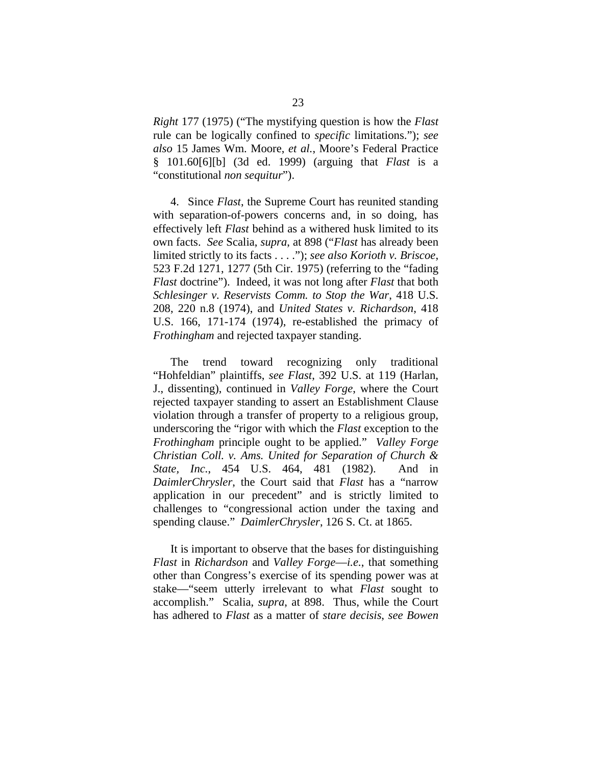*Right* 177 (1975) ("The mystifying question is how the *Flast* rule can be logically confined to *specific* limitations."); *see also* 15 James Wm. Moore, *et al.*, Moore's Federal Practice § 101.60[6][b] (3d ed. 1999) (arguing that *Flast* is a "constitutional *non sequitur*").

4. Since *Flast*, the Supreme Court has reunited standing with separation-of-powers concerns and, in so doing, has effectively left *Flast* behind as a withered husk limited to its own facts. *See* Scalia, *supra*, at 898 ("*Flast* has already been limited strictly to its facts . . . ."); *see also Korioth v. Briscoe*, 523 F.2d 1271, 1277 (5th Cir. 1975) (referring to the "fading *Flast* doctrine"). Indeed, it was not long after *Flast* that both *Schlesinger v. Reservists Comm. to Stop the War*, 418 U.S. 208, 220 n.8 (1974), and *United States v. Richardson*, 418 U.S. 166, 171-174 (1974), re-established the primacy of *Frothingham* and rejected taxpayer standing.

The trend toward recognizing only traditional "Hohfeldian" plaintiffs, *see Flast*, 392 U.S. at 119 (Harlan, J., dissenting), continued in *Valley Forge*, where the Court rejected taxpayer standing to assert an Establishment Clause violation through a transfer of property to a religious group, underscoring the "rigor with which the *Flast* exception to the *Frothingham* principle ought to be applied." *Valley Forge Christian Coll. v. Ams. United for Separation of Church & State, Inc.*, 454 U.S. 464, 481 (1982). And in *DaimlerChrysler*, the Court said that *Flast* has a "narrow application in our precedent" and is strictly limited to challenges to "congressional action under the taxing and spending clause." *DaimlerChrysler*, 126 S. Ct. at 1865.

It is important to observe that the bases for distinguishing *Flast* in *Richardson* and *Valley Forge*—*i.e.*, that something other than Congress's exercise of its spending power was at stake—"seem utterly irrelevant to what *Flast* sought to accomplish." Scalia, *supra*, at 898. Thus, while the Court has adhered to *Flast* as a matter of *stare decisis*, *see Bowen*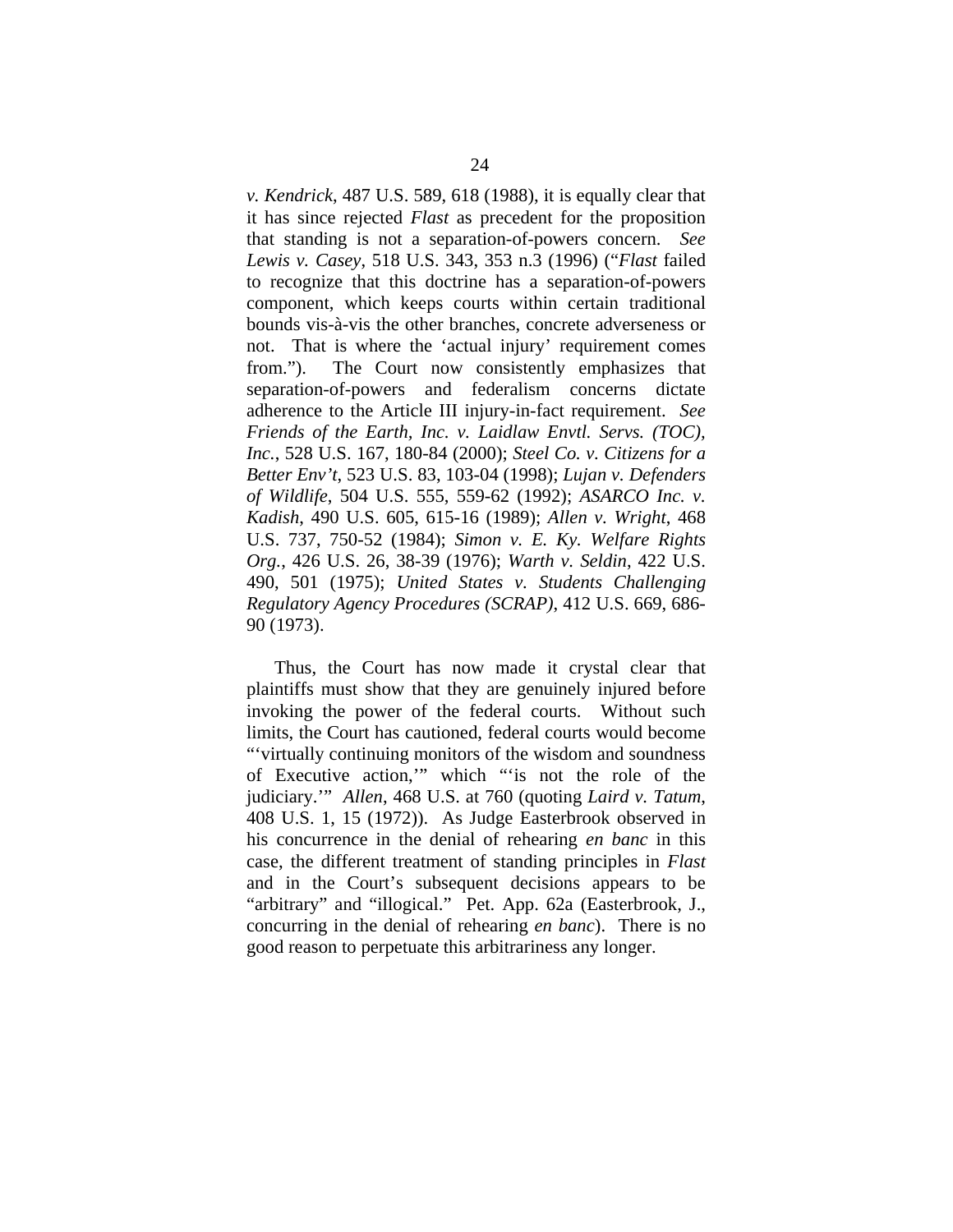*v. Kendrick*, 487 U.S. 589, 618 (1988), it is equally clear that it has since rejected *Flast* as precedent for the proposition that standing is not a separation-of-powers concern. *See Lewis v. Casey*, 518 U.S. 343, 353 n.3 (1996) ("*Flast* failed to recognize that this doctrine has a separation-of-powers component, which keeps courts within certain traditional bounds vis-à-vis the other branches, concrete adverseness or not. That is where the 'actual injury' requirement comes from."). The Court now consistently emphasizes that separation-of-powers and federalism concerns dictate adherence to the Article III injury-in-fact requirement. *See Friends of the Earth, Inc. v. Laidlaw Envtl. Servs. (TOC), Inc.*, 528 U.S. 167, 180-84 (2000); *Steel Co. v. Citizens for a Better Env't*, 523 U.S. 83, 103-04 (1998); *Lujan v. Defenders of Wildlife*, 504 U.S. 555, 559-62 (1992); *ASARCO Inc. v. Kadish*, 490 U.S. 605, 615-16 (1989); *Allen v. Wright*, 468 U.S. 737, 750-52 (1984); *Simon v. E. Ky. Welfare Rights Org.*, 426 U.S. 26, 38-39 (1976); *Warth v. Seldin*, 422 U.S. 490, 501 (1975); *United States v. Students Challenging Regulatory Agency Procedures (SCRAP)*, 412 U.S. 669, 686-90 (1973).

Thus, the Court has now made it crystal clear that plaintiffs must show that they are genuinely injured before invoking the power of the federal courts. Without such limits, the Court has cautioned, federal courts would become "'virtually continuing monitors of the wisdom and soundness of Executive action,'" which "'is not the role of the judiciary.'" *Allen*, 468 U.S. at 760 (quoting *Laird v. Tatum*, 408 U.S. 1, 15 (1972)). As Judge Easterbrook observed in his concurrence in the denial of rehearing *en banc* in this case, the different treatment of standing principles in *Flast* and in the Court's subsequent decisions appears to be "arbitrary" and "illogical." Pet. App. 62a (Easterbrook, J., concurring in the denial of rehearing *en banc*). There is no good reason to perpetuate this arbitrariness any longer.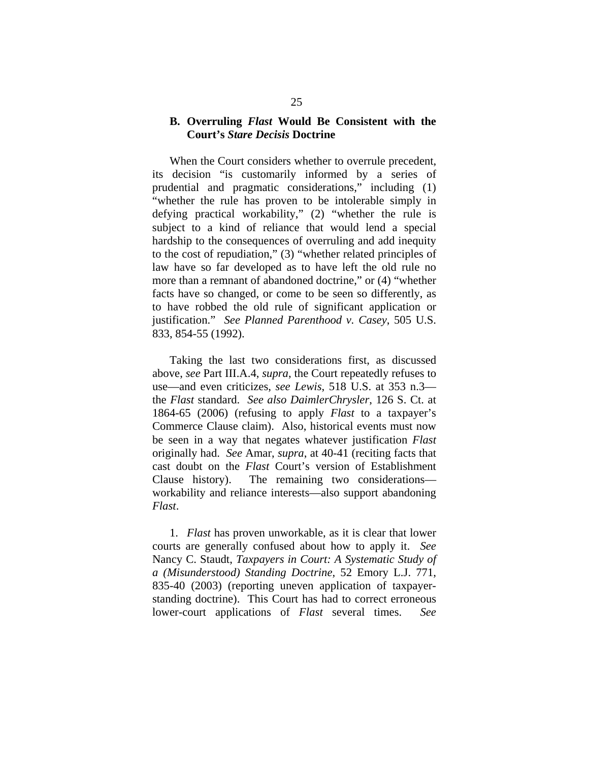### B. Overruling *Flast* Would Be Consistent with the Court's *Stare Decisis* Doctrine

When the Court considers whether to overrule precedent, its decision "is customarily informed by a series of prudential and pragmatic considerations," including (1) "whether the rule has proven to be intolerable simply in defying practical workability," (2) "whether the rule is subject to a kind of reliance that would lend a special hardship to the consequences of overruling and add inequity to the cost of repudiation," (3) "whether related principles of law have so far developed as to have left the old rule no more than a remnant of abandoned doctrine," or (4) "whether facts have so changed, or come to be seen so differently, as to have robbed the old rule of significant application or justification." *See Planned Parenthood v. Casey*, 505 U.S. 833, 854-55 (1992).

Taking the last two considerations first, as discussed above, *see* Part III.A.4, *supra*, the Court repeatedly refuses to use—and even criticizes, *see Lewis*, 518 U.S. at 353 n.3—the *Flast* standard. *See also DaimlerChrysler*, 126 S. Ct. at 1864-65 (2006) (refusing to apply *Flast* to a taxpayer's Commerce Clause claim). Also, historical events must now be seen in a way that negates whatever justification *Flast* originally had. *See* Amar, *supra*, at 40-41 (reciting facts that cast doubt on the *Flast* Court's version of Establishment Clause history). The remaining two considerations—workability and reliance interests—also support abandoning *Flast*.

1. *Flast* has proven unworkable, as it is clear that lower courts are generally confused about how to apply it. *See* Nancy C. Staudt, *Taxpayers in Court: A Systematic Study of a (Misunderstood) Standing Doctrine*, 52 Emory L.J. 771, 835-40 (2003) (reporting uneven application of taxpayer-standing doctrine). This Court has had to correct erroneous lower-court applications of *Flast* several times. *See*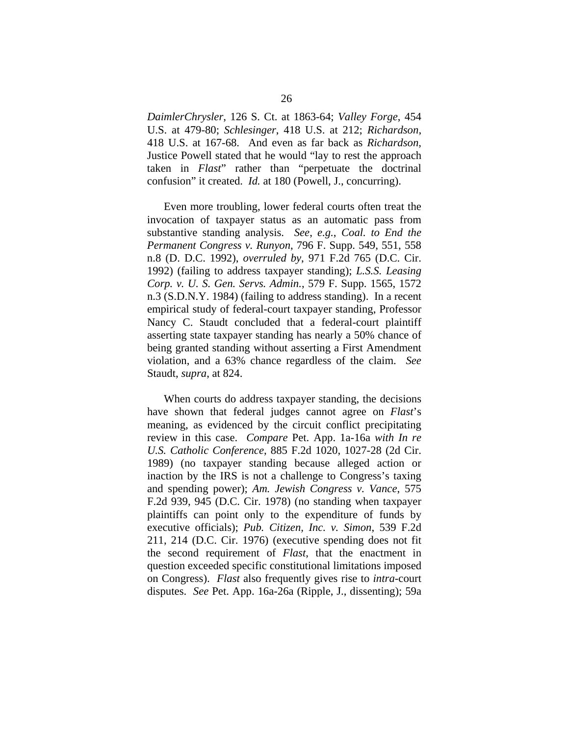*DaimlerChrysler*, 126 S. Ct. at 1863-64; *Valley Forge*, 454 U.S. at 479-80; *Schlesinger*, 418 U.S. at 212; *Richardson*, 418 U.S. at 167-68. And even as far back as *Richardson*, Justice Powell stated that he would "lay to rest the approach taken in *Flast*" rather than "perpetuate the doctrinal confusion" it created. *Id.* at 180 (Powell, J., concurring).

Even more troubling, lower federal courts often treat the invocation of taxpayer status as an automatic pass from substantive standing analysis. *See*, *e.g.*, *Coal. to End the Permanent Congress v. Runyon*, 796 F. Supp. 549, 551, 558 n.8 (D. D.C. 1992), *overruled by*, 971 F.2d 765 (D.C. Cir. 1992) (failing to address taxpayer standing); *L.S.S. Leasing Corp. v. U. S. Gen. Servs. Admin.*, 579 F. Supp. 1565, 1572 n.3 (S.D.N.Y. 1984) (failing to address standing). In a recent empirical study of federal-court taxpayer standing, Professor Nancy C. Staudt concluded that a federal-court plaintiff asserting state taxpayer standing has nearly a 50% chance of being granted standing without asserting a First Amendment violation, and a 63% chance regardless of the claim. *See* Staudt, *supra*, at 824.

When courts do address taxpayer standing, the decisions have shown that federal judges cannot agree on *Flast*'s meaning, as evidenced by the circuit conflict precipitating review in this case. *Compare* Pet. App. 1a-16a *with In re U.S. Catholic Conference*, 885 F.2d 1020, 1027-28 (2d Cir. 1989) (no taxpayer standing because alleged action or inaction by the IRS is not a challenge to Congress's taxing and spending power); *Am. Jewish Congress v. Vance*, 575 F.2d 939, 945 (D.C. Cir. 1978) (no standing when taxpayer plaintiffs can point only to the expenditure of funds by executive officials); *Pub. Citizen, Inc. v. Simon*, 539 F.2d 211, 214 (D.C. Cir. 1976) (executive spending does not fit the second requirement of *Flast*, that the enactment in question exceeded specific constitutional limitations imposed on Congress). *Flast* also frequently gives rise to *intra*-court disputes. *See* Pet. App. 16a-26a (Ripple, J., dissenting); 59a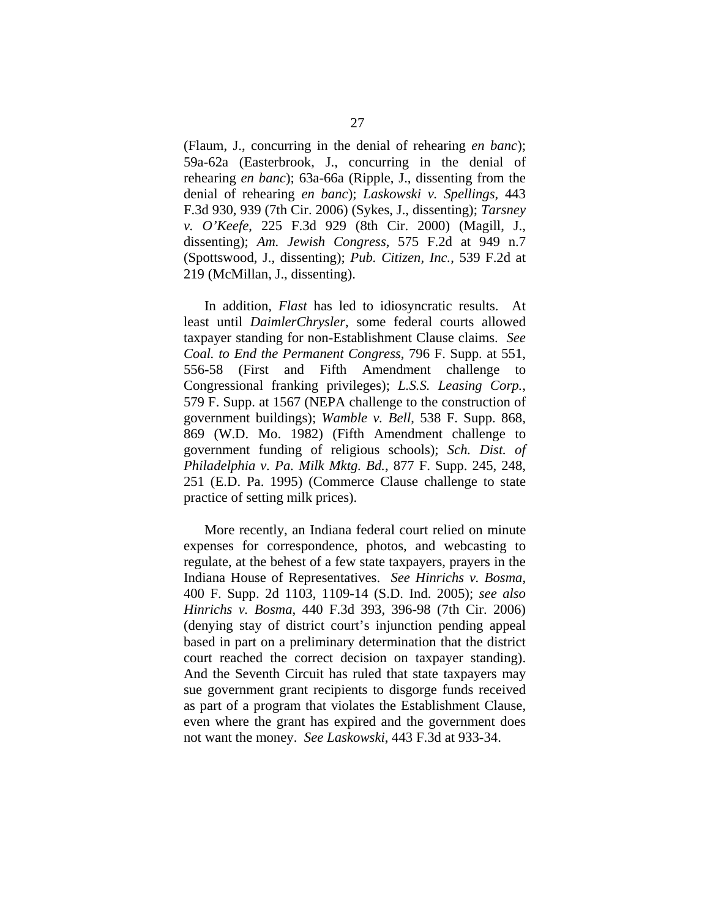(Flaum, J., concurring in the denial of rehearing *en banc*); 59a-62a (Easterbrook, J., concurring in the denial of rehearing *en banc*); 63a-66a (Ripple, J., dissenting from the denial of rehearing *en banc*); *Laskowski v. Spellings*, 443 F.3d 930, 939 (7th Cir. 2006) (Sykes, J., dissenting); *Tarsney v. O'Keefe*, 225 F.3d 929 (8th Cir. 2000) (Magill, J., dissenting); *Am. Jewish Congress*, 575 F.2d at 949 n.7 (Spottswood, J., dissenting); *Pub. Citizen, Inc.*, 539 F.2d at 219 (McMillan, J., dissenting).

In addition, *Flast* has led to idiosyncratic results. At least until *DaimlerChrysler*, some federal courts allowed taxpayer standing for non-Establishment Clause claims. *See Coal. to End the Permanent Congress*, 796 F. Supp. at 551, 556-58 (First and Fifth Amendment challenge to Congressional franking privileges); *L.S.S. Leasing Corp.*, 579 F. Supp. at 1567 (NEPA challenge to the construction of government buildings); *Wamble v. Bell*, 538 F. Supp. 868, 869 (W.D. Mo. 1982) (Fifth Amendment challenge to government funding of religious schools); *Sch. Dist. of Philadelphia v. Pa. Milk Mktg. Bd.*, 877 F. Supp. 245, 248, 251 (E.D. Pa. 1995) (Commerce Clause challenge to state practice of setting milk prices).

More recently, an Indiana federal court relied on minute expenses for correspondence, photos, and webcasting to regulate, at the behest of a few state taxpayers, prayers in the Indiana House of Representatives. *See Hinrichs v. Bosma*, 400 F. Supp. 2d 1103, 1109-14 (S.D. Ind. 2005); *see also Hinrichs v. Bosma*, 440 F.3d 393, 396-98 (7th Cir. 2006) (denying stay of district court's injunction pending appeal based in part on a preliminary determination that the district court reached the correct decision on taxpayer standing). And the Seventh Circuit has ruled that state taxpayers may sue government grant recipients to disgorge funds received as part of a program that violates the Establishment Clause, even where the grant has expired and the government does not want the money. *See Laskowski*, 443 F.3d at 933-34.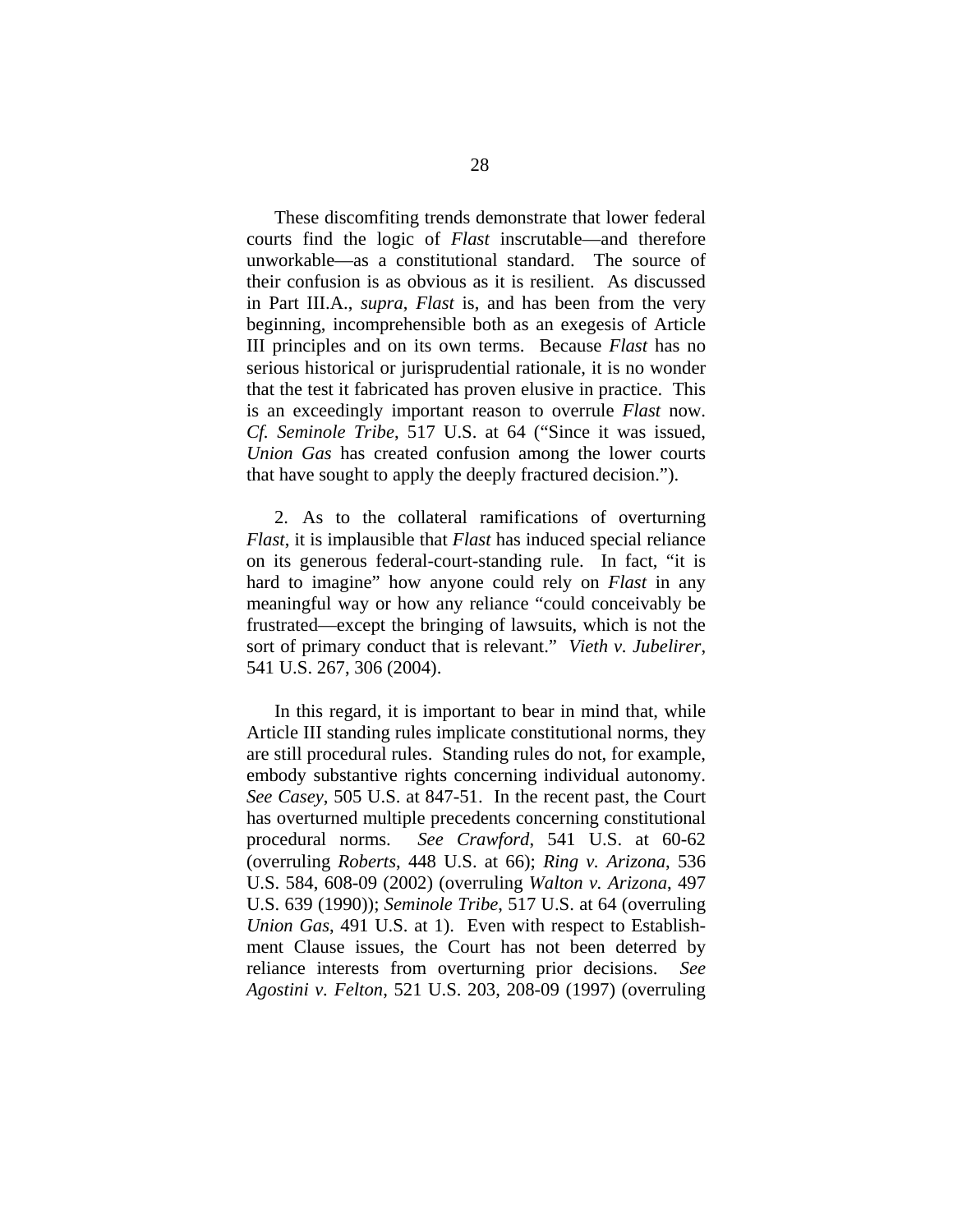These discomfiting trends demonstrate that lower federal courts find the logic of *Flast* inscrutable—and therefore unworkable—as a constitutional standard. The source of their confusion is as obvious as it is resilient. As discussed in Part III.A., *supra*, *Flast* is, and has been from the very beginning, incomprehensible both as an exegesis of Article III principles and on its own terms. Because *Flast* has no serious historical or jurisprudential rationale, it is no wonder that the test it fabricated has proven elusive in practice. This is an exceedingly important reason to overrule *Flast* now. *Cf. Seminole Tribe*, 517 U.S. at 64 ("Since it was issued, *Union Gas* has created confusion among the lower courts that have sought to apply the deeply fractured decision.").

2. As to the collateral ramifications of overturning *Flast*, it is implausible that *Flast* has induced special reliance on its generous federal-court-standing rule. In fact, "it is hard to imagine" how anyone could rely on *Flast* in any meaningful way or how any reliance "could conceivably be frustrated—except the bringing of lawsuits, which is not the sort of primary conduct that is relevant." *Vieth v. Jubelirer*, 541 U.S. 267, 306 (2004).

In this regard, it is important to bear in mind that, while Article III standing rules implicate constitutional norms, they are still procedural rules. Standing rules do not, for example, embody substantive rights concerning individual autonomy. *See Casey*, 505 U.S. at 847-51. In the recent past, the Court has overturned multiple precedents concerning constitutional procedural norms. *See Crawford*, 541 U.S. at 60-62 (overruling *Roberts*, 448 U.S. at 66); *Ring v. Arizona*, 536 U.S. 584, 608-09 (2002) (overruling *Walton v. Arizona*, 497 U.S. 639 (1990)); *Seminole Tribe*, 517 U.S. at 64 (overruling *Union Gas*, 491 U.S. at 1). Even with respect to Establishment Clause issues, the Court has not been deterred by reliance interests from overturning prior decisions. *See Agostini v. Felton*, 521 U.S. 203, 208-09 (1997) (overruling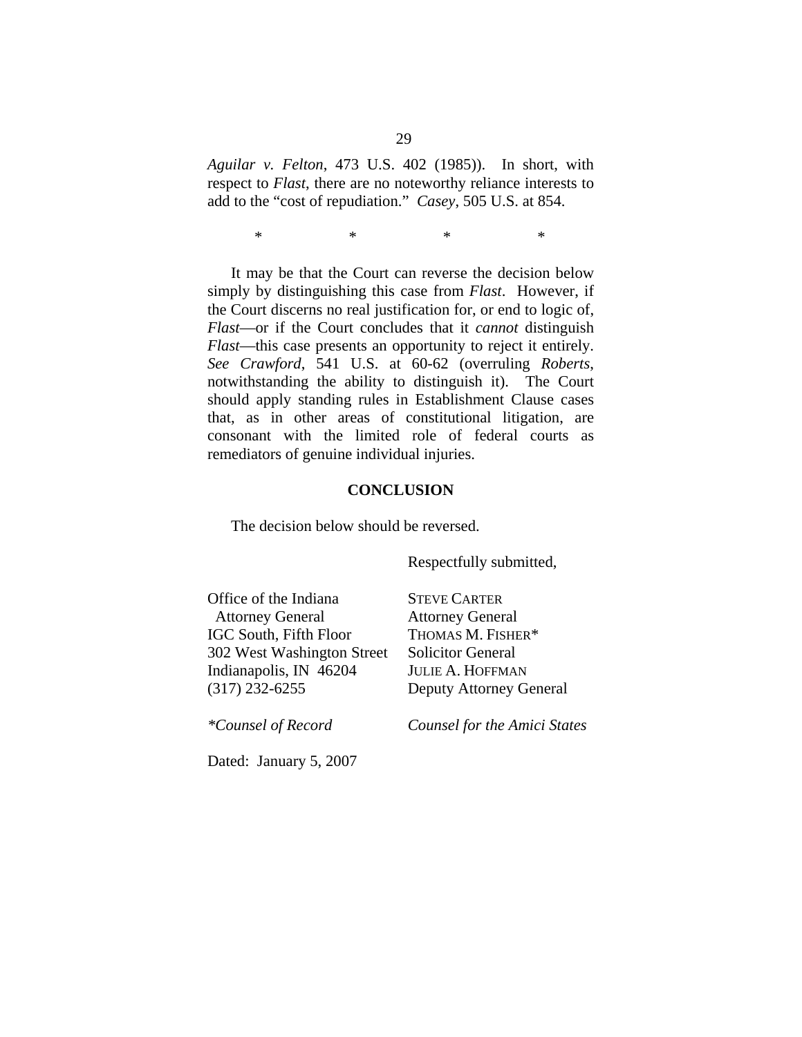*Aguilar v. Felton*, 473 U.S. 402 (1985)). In short, with respect to *Flast*, there are no noteworthy reliance interests to add to the "cost of repudiation." *Casey*, 505 U.S. at 854.

\* \* \* \*

It may be that the Court can reverse the decision below simply by distinguishing this case from *Flast*. However, if the Court discerns no real justification for, or end to logic of, *Flast*—or if the Court concludes that it *cannot* distinguish *Flast*—this case presents an opportunity to reject it entirely. *See Crawford*, 541 U.S. at 60-62 (overruling *Roberts*, notwithstanding the ability to distinguish it). The Court should apply standing rules in Establishment Clause cases that, as in other areas of constitutional litigation, are consonant with the limited role of federal courts as remediators of genuine individual injuries.

**CONCLUSION**

The decision below should be reversed.

Respectfully submitted,

Office of the Indiana
Attorney General
IGC South, Fifth Floor
302 West Washington Street
Indianapolis, IN 46204
(317) 232-6255

STEVE CARTER
Attorney General
THOMAS M. FISHER*
Solicitor General
JULIE A. HOFFMAN
Deputy Attorney General

*\*Counsel of Record*

*Counsel for the Amici States*

Dated: January 5, 2007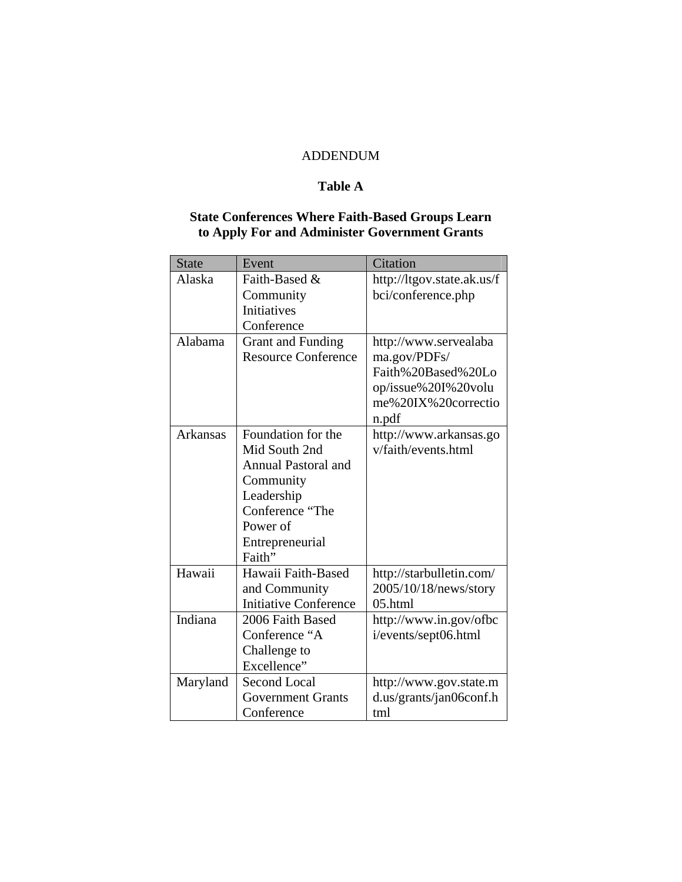ADDENDUM

**Table A**

**State Conferences Where Faith-Based Groups Learn to Apply For and Administer Government Grants**

| State | Event | Citation |
| --- | --- | --- |
| Alaska | Faith-Based & Community Initiatives Conference | http://ltgov.state.ak.us/fbci/conference.php |
| Alabama | Grant and Funding Resource Conference | http://www.servealabama.gov/PDFs/Faith%20Based%20Loop/issue%20I%20volume%20IX%20correction.pdf |
| Arkansas | Foundation for the Mid South 2nd Annual Pastoral and Community Leadership Conference "The Power of Entrepreneurial Faith" | http://www.arkansas.gov/faith/events.html |
| Hawaii | Hawaii Faith-Based and Community Initiative Conference | http://starbulletin.com/2005/10/18/news/story05.html |
| Indiana | 2006 Faith Based Conference "A Challenge to Excellence" | http://www.in.gov/ofbci/events/sept06.html |
| Maryland | Second Local Government Grants Conference | http://www.gov.state.md.us/grants/jan06conf.html |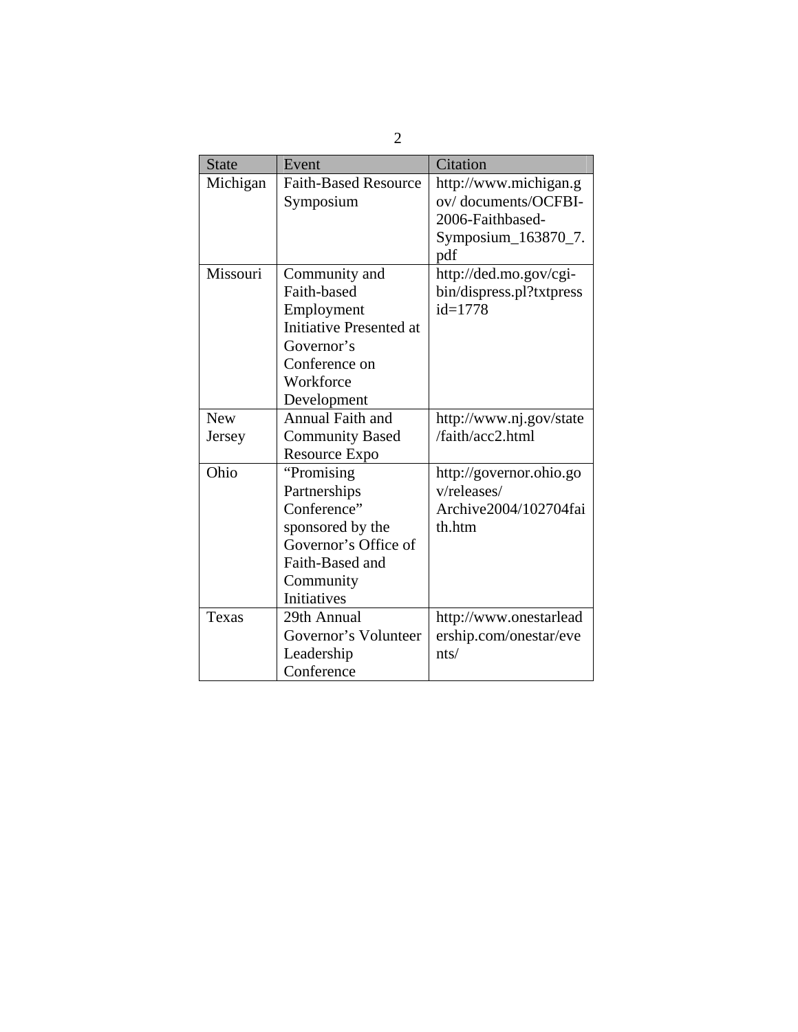| State | Event | Citation |
|---|---|---|
| Michigan | Faith-Based Resource Symposium | http://www.michigan.gov/ documents/OCFBI-2006-Faithbased-Symposium_163870_7.pdf |
| Missouri | Community and Faith-based Employment Initiative Presented at Governor's Conference on Workforce Development | http://ded.mo.gov/cgi-bin/dispress.pl?txtpressid=1778 |
| New Jersey | Annual Faith and Community Based Resource Expo | http://www.nj.gov/state/faith/acc2.html |
| Ohio | "Promising Partnerships Conference" sponsored by the Governor's Office of Faith-Based and Community Initiatives | http://governor.ohio.gov/releases/ Archive2004/102704faith.htm |
| Texas | 29th Annual Governor's Volunteer Leadership Conference | http://www.onestarleadership.com/onestar/events/ |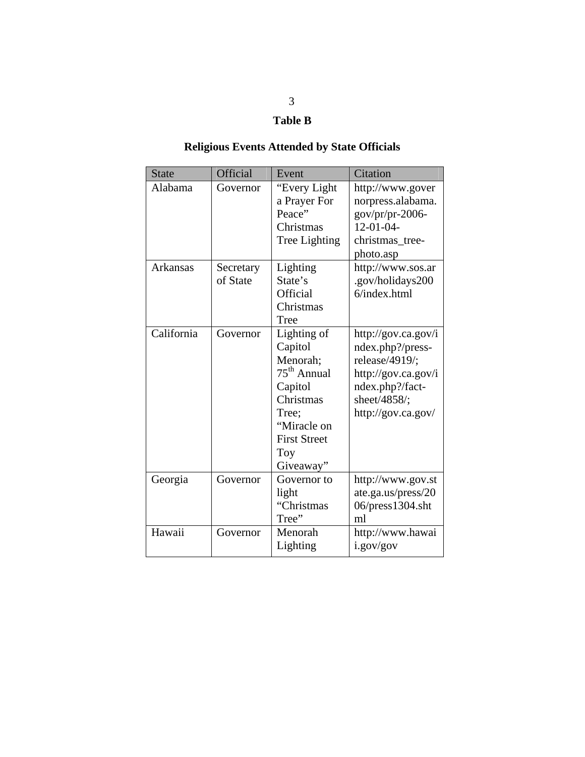**Table B**

**Religious Events Attended by State Officials**

| State | Official | Event | Citation |
|---|---|---|---|
| Alabama | Governor | "Every Light a Prayer For Peace" Christmas Tree Lighting | http://www.governorpress.alabama.gov/pr/pr-2006-12-01-04-christmas_tree-photo.asp |
| Arkansas | Secretary of State | Lighting State's Official Christmas Tree | http://www.sos.ar.gov/holidays2006/index.html |
| California | Governor | Lighting of Capitol Menorah; 75th Annual Capitol Christmas Tree; "Miracle on First Street Toy Giveaway" | http://gov.ca.gov/index.php?/press-release/4919/; http://gov.ca.gov/index.php?/fact-sheet/4858/; http://gov.ca.gov/ |
| Georgia | Governor | Governor to light "Christmas Tree" | http://www.gov.state.ga.us/press/2006/press1304.shtml |
| Hawaii | Governor | Menorah Lighting | http://www.hawaii.gov/gov |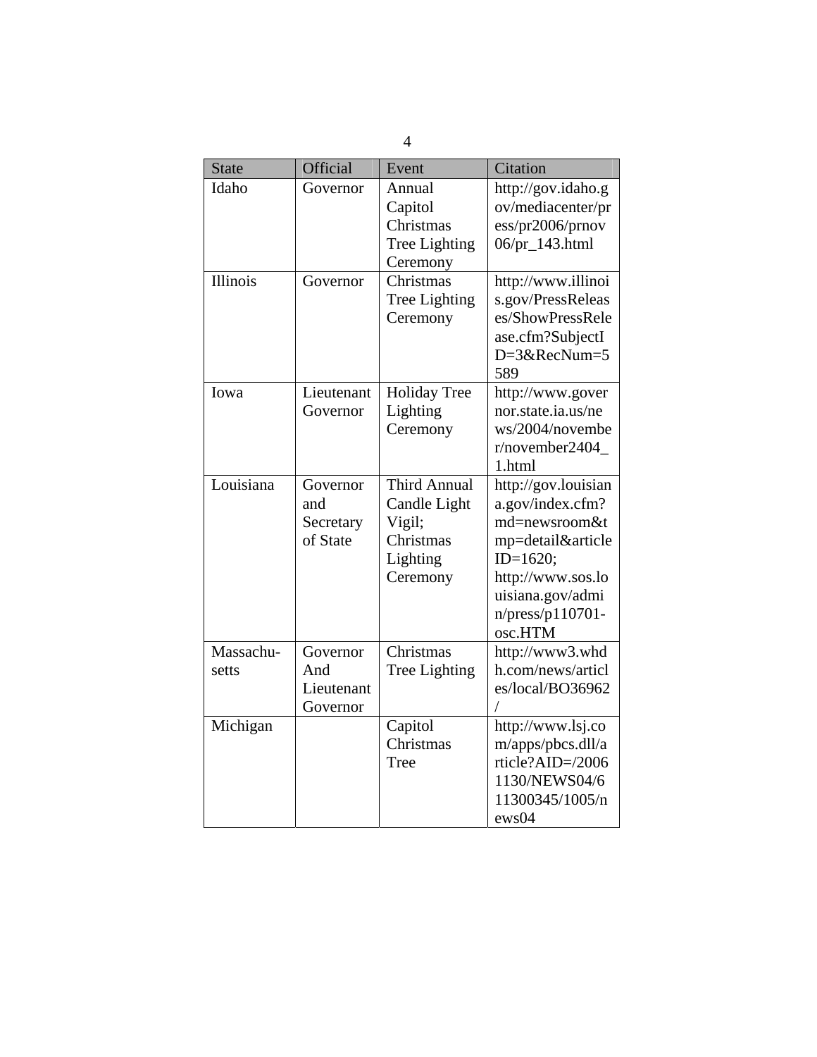| State | Official | Event | Citation |
|---|---|---|---|
| Idaho | Governor | Annual Capitol Christmas Tree Lighting Ceremony | http://gov.idaho.gov/mediacenter/press/pr2006/prnov06/pr_143.html |
| Illinois | Governor | Christmas Tree Lighting Ceremony | http://www.illinois.gov/PressReleases/ShowPressRelease.cfm?SubjectID=3&RecNum=5589 |
| Iowa | Lieutenant Governor | Holiday Tree Lighting Ceremony | http://www.governor.state.ia.us/news/2004/november/november2404_1.html |
| Louisiana | Governor and Secretary of State | Third Annual Candle Light Vigil; Christmas Lighting Ceremony | http://gov.louisiana.gov/index.cfm?md=newsroom&tmp=detail&articleID=1620; http://www.sos.louisiana.gov/admin/press/p110701-osc.HTM |
| Massachu-setts | Governor And Lieutenant Governor | Christmas Tree Lighting | http://www3.whdh.com/news/articles/local/BO36962/ |
| Michigan | | Capitol Christmas Tree | http://www.lsj.com/apps/pbcs.dll/article?AID=/20061130/NEWS04/611300345/1005/news04 |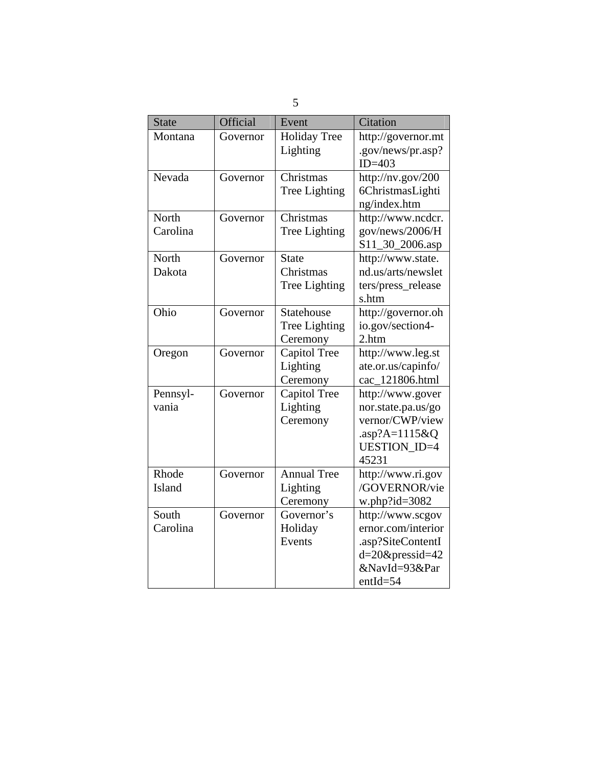| State | Official | Event | Citation |
|---|---|---|---|
| Montana | Governor | Holiday Tree Lighting | http://governor.mt.gov/news/pr.asp?ID=403 |
| Nevada | Governor | Christmas Tree Lighting | http://nv.gov/2006ChristmasLighting/index.htm |
| North Carolina | Governor | Christmas Tree Lighting | http://www.ncdcr.gov/news/2006/HS11_30_2006.asp |
| North Dakota | Governor | State Christmas Tree Lighting | http://www.state.nd.us/arts/newsletters/press_releases.htm |
| Ohio | Governor | Statehouse Tree Lighting Ceremony | http://governor.ohio.gov/section4-2.htm |
| Oregon | Governor | Capitol Tree Lighting Ceremony | http://www.leg.state.or.us/capinfo/cac_121806.html |
| Pennsylvania | Governor | Capitol Tree Lighting Ceremony | http://www.governor.state.pa.us/governor/CWP/view.asp?A=1115&QUESTION_ID=445231 |
| Rhode Island | Governor | Annual Tree Lighting Ceremony | http://www.ri.gov/GOVERNOR/view.php?id=3082 |
| South Carolina | Governor | Governor's Holiday Events | http://www.scgovernor.com/interior.asp?SiteContentId=20&pressid=42&NavId=93&ParentId=54 |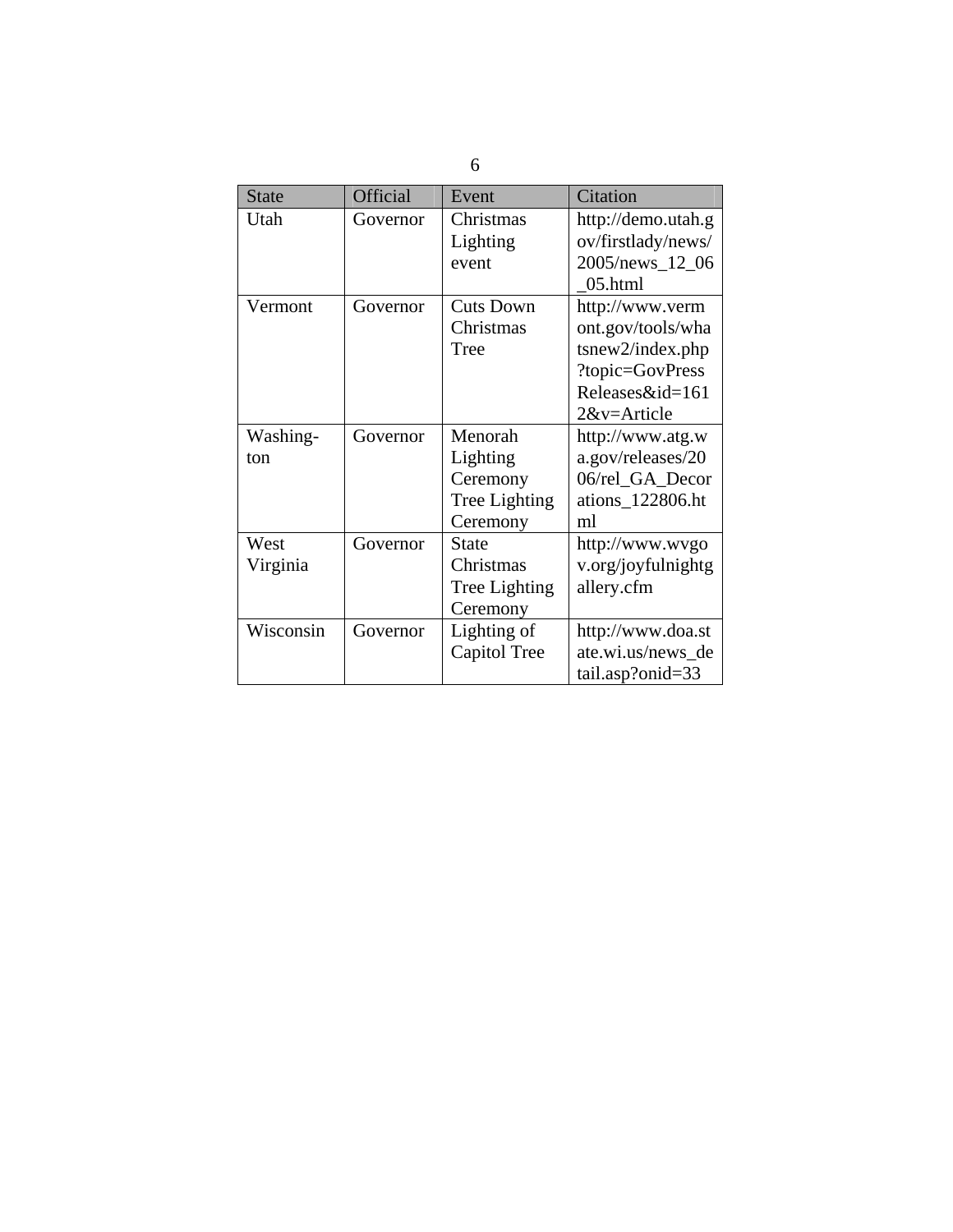| State | Official | Event | Citation |
| --- | --- | --- | --- |
| Utah | Governor | Christmas Lighting event | http://demo.utah.gov/firstlady/news/2005/news_12_06_05.html |
| Vermont | Governor | Cuts Down Christmas Tree | http://www.vermont.gov/tools/whatsnew2/index.php?topic=GovPressReleases&id=1612&v=Article |
| Washington | Governor | Menorah Lighting Ceremony Tree Lighting Ceremony | http://www.atg.wa.gov/releases/2006/rel_GA_Decorations_122806.html |
| West Virginia | Governor | State Christmas Tree Lighting Ceremony | http://www.wvgov.org/joyfulnightgallery.cfm |
| Wisconsin | Governor | Lighting of Capitol Tree | http://www.doa.state.wi.us/news_detail.asp?onid=33 |